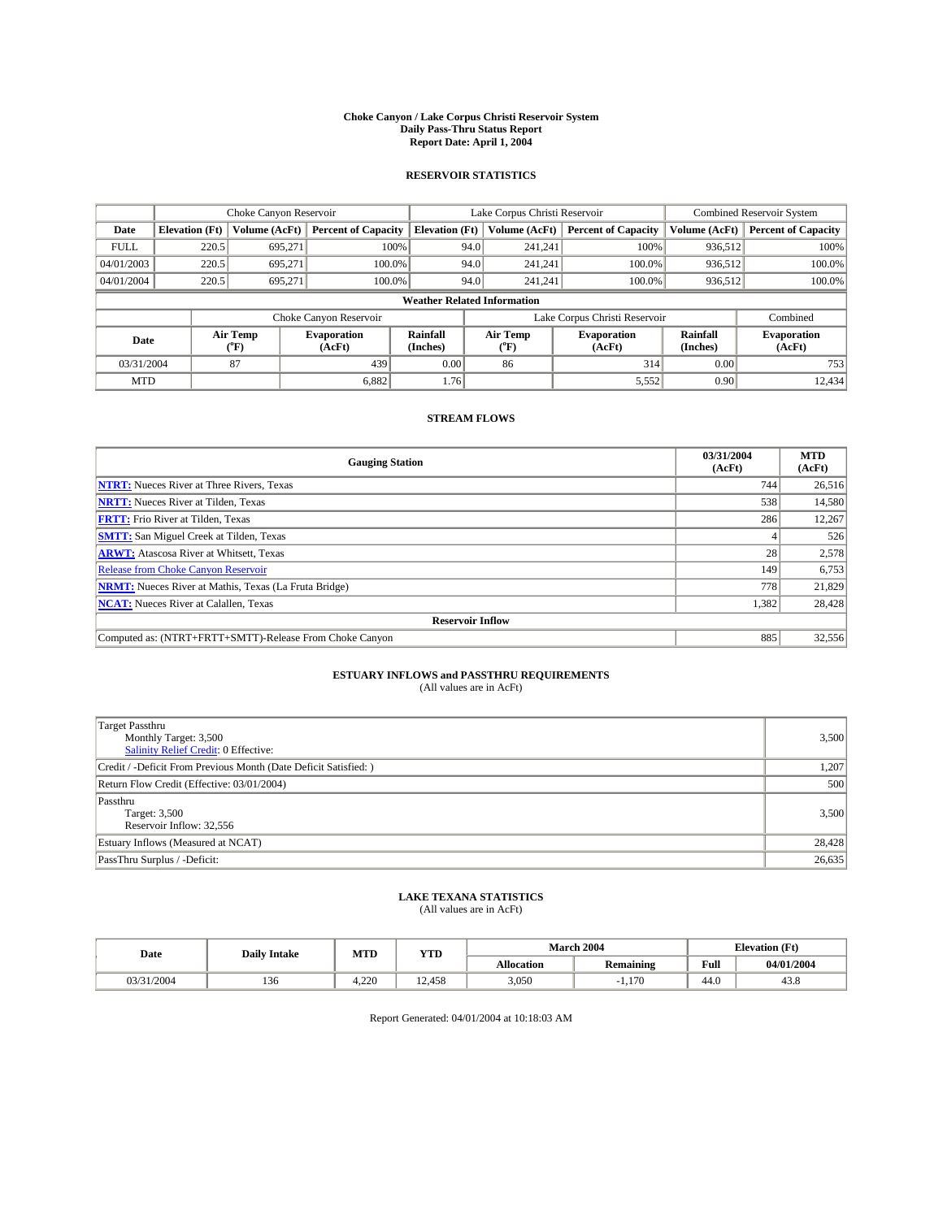# Choke Canyon / Lake Corpus Christi Reservoir System
## Daily Pass-Thru Status Report
### Report Date: April 1, 2004

## RESERVOIR STATISTICS

| | Choke Canyon Reservoir | | | Lake Corpus Christi Reservoir | | | Combined Reservoir System | |
|---|---|---|---|---|---|---|---|---|
| Date | Elevation (Ft) | Volume (AcFt) | Percent of Capacity | Elevation (Ft) | Volume (AcFt) | Percent of Capacity | Volume (AcFt) | Percent of Capacity |
| FULL | 220.5 | 695,271 | 100% | 94.0 | 241,241 | 100% | 936,512 | 100% |
| 04/01/2003 | 220.5 | 695,271 | 100.0% | 94.0 | 241,241 | 100.0% | 936,512 | 100.0% |
| 04/01/2004 | 220.5 | 695,271 | 100.0% | 94.0 | 241,241 | 100.0% | 936,512 | 100.0% |

**Weather Related Information**

| | Choke Canyon Reservoir | | | Lake Corpus Christi Reservoir | | | Combined |
|---|---|---|---|---|---|---|---|
| Date | Air Temp (°F) | Evaporation (AcFt) | Rainfall (Inches) | Air Temp (°F) | Evaporation (AcFt) | Rainfall (Inches) | Evaporation (AcFt) |
| 03/31/2004 | 87 | 439 | 0.00 | 86 | 314 | 0.00 | 753 |
| MTD | | 6,882 | 1.76 | | 5,552 | 0.90 | 12,434 |

## STREAM FLOWS

| Gauging Station | 03/31/2004 (AcFt) | MTD (AcFt) |
|---|---|---|
| NTRT: Nueces River at Three Rivers, Texas | 744 | 26,516 |
| NRTT: Nueces River at Tilden, Texas | 538 | 14,580 |
| FRTT: Frio River at Tilden, Texas | 286 | 12,267 |
| SMTT: San Miguel Creek at Tilden, Texas | 4 | 526 |
| ARWT: Atascosa River at Whitsett, Texas | 28 | 2,578 |
| Release from Choke Canyon Reservoir | 149 | 6,753 |
| NRMT: Nueces River at Mathis, Texas (La Fruta Bridge) | 778 | 21,829 |
| NCAT: Nueces River at Calallen, Texas | 1,382 | 28,428 |
| **Reservoir Inflow** | | |
| Computed as: (NTRT+FRTT+SMTT)-Release From Choke Canyon | 885 | 32,556 |

## ESTUARY INFLOWS and PASSTHRU REQUIREMENTS
(All values are in AcFt)

| | |
|---|---|
| Target Passthru<br>Monthly Target: 3,500<br>Salinity Relief Credit: 0 Effective: | 3,500 |
| Credit / -Deficit From Previous Month (Date Deficit Satisfied: ) | 1,207 |
| Return Flow Credit (Effective: 03/01/2004) | 500 |
| Passthru<br>Target: 3,500<br>Reservoir Inflow: 32,556 | 3,500 |
| Estuary Inflows (Measured at NCAT) | 28,428 |
| PassThru Surplus / -Deficit: | 26,635 |

## LAKE TEXANA STATISTICS
(All values are in AcFt)

| Date | Daily Intake | MTD | YTD | March 2004 | | Elevation (Ft) | |
|---|---|---|---|---|---|---|---|
| | | | | Allocation | Remaining | Full | 04/01/2004 |
| 03/31/2004 | 136 | 4,220 | 12,458 | 3,050 | -1,170 | 44.0 | 43.8 |

Report Generated: 04/01/2004 at 10:18:03 AM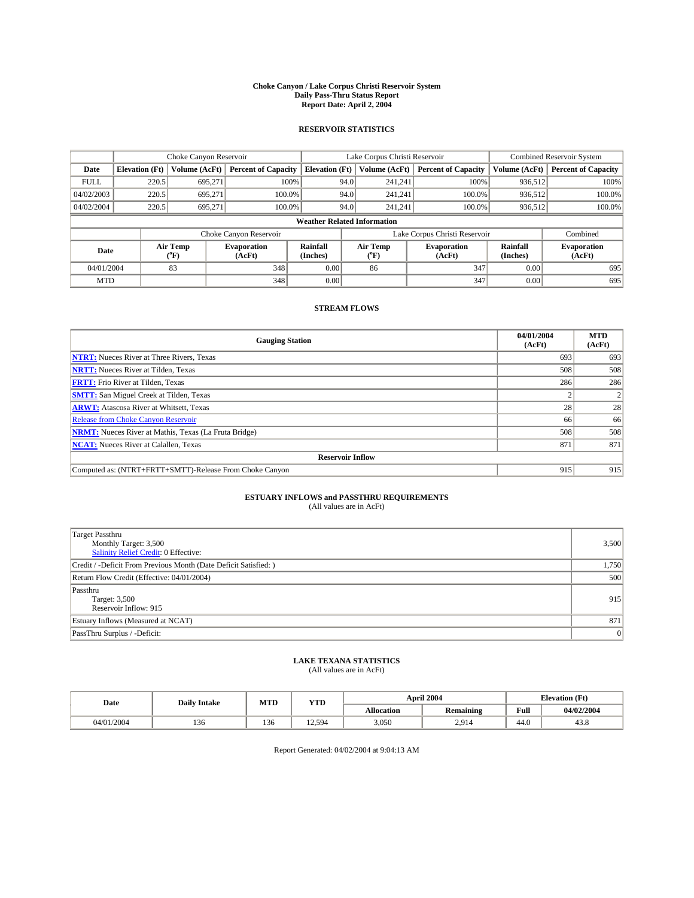# Choke Canyon / Lake Corpus Christi Reservoir System
## Daily Pass-Thru Status Report
## Report Date: April 2, 2004

### RESERVOIR STATISTICS

| | Choke Canyon Reservoir | | | Lake Corpus Christi Reservoir | | | Combined Reservoir System | |
|---|---|---|---|---|---|---|---|---|
| Date | Elevation (Ft) | Volume (AcFt) | Percent of Capacity | Elevation (Ft) | Volume (AcFt) | Percent of Capacity | Volume (AcFt) | Percent of Capacity |
| FULL | 220.5 | 695,271 | 100% | 94.0 | 241,241 | 100% | 936,512 | 100% |
| 04/02/2003 | 220.5 | 695,271 | 100.0% | 94.0 | 241,241 | 100.0% | 936,512 | 100.0% |
| 04/02/2004 | 220.5 | 695,271 | 100.0% | 94.0 | 241,241 | 100.0% | 936,512 | 100.0% |

**Weather Related Information**

| | Choke Canyon Reservoir | | | Lake Corpus Christi Reservoir | | | Combined |
|---|---|---|---|---|---|---|---|
| Date | Air Temp (°F) | Evaporation (AcFt) | Rainfall (Inches) | Air Temp (°F) | Evaporation (AcFt) | Rainfall (Inches) | Evaporation (AcFt) |
| 04/01/2004 | 83 | 348 | 0.00 | 86 | 347 | 0.00 | 695 |
| MTD | | 348 | 0.00 | | 347 | 0.00 | 695 |

### STREAM FLOWS

| Gauging Station | 04/01/2004 (AcFt) | MTD (AcFt) |
|---|---|---|
| **NTRT:** Nueces River at Three Rivers, Texas | 693 | 693 |
| **NRTT:** Nueces River at Tilden, Texas | 508 | 508 |
| **FRTT:** Frio River at Tilden, Texas | 286 | 286 |
| **SMTT:** San Miguel Creek at Tilden, Texas | 2 | 2 |
| **ARWT:** Atascosa River at Whitsett, Texas | 28 | 28 |
| Release from Choke Canyon Reservoir | 66 | 66 |
| **NRMT:** Nueces River at Mathis, Texas (La Fruta Bridge) | 508 | 508 |
| **NCAT:** Nueces River at Calallen, Texas | 871 | 871 |
| **Reservoir Inflow** | | |
| Computed as: (NTRT+FRTT+SMTT)-Release From Choke Canyon | 915 | 915 |

### ESTUARY INFLOWS and PASSTHRU REQUIREMENTS
(All values are in AcFt)

| | |
|---|---|
| Target Passthru<br>Monthly Target: 3,500<br>Salinity Relief Credit: 0 Effective: | 3,500 |
| Credit / -Deficit From Previous Month (Date Deficit Satisfied: ) | 1,750 |
| Return Flow Credit (Effective: 04/01/2004) | 500 |
| Passthru<br>Target: 3,500<br>Reservoir Inflow: 915 | 915 |
| Estuary Inflows (Measured at NCAT) | 871 |
| PassThru Surplus / -Deficit: | 0 |

### LAKE TEXANA STATISTICS
(All values are in AcFt)

| Date | Daily Intake | MTD | YTD | April 2004 | | Elevation (Ft) | |
|---|---|---|---|---|---|---|---|
| | | | | Allocation | Remaining | Full | 04/02/2004 |
| 04/01/2004 | 136 | 136 | 12,594 | 3,050 | 2,914 | 44.0 | 43.8 |

Report Generated: 04/02/2004 at 9:04:13 AM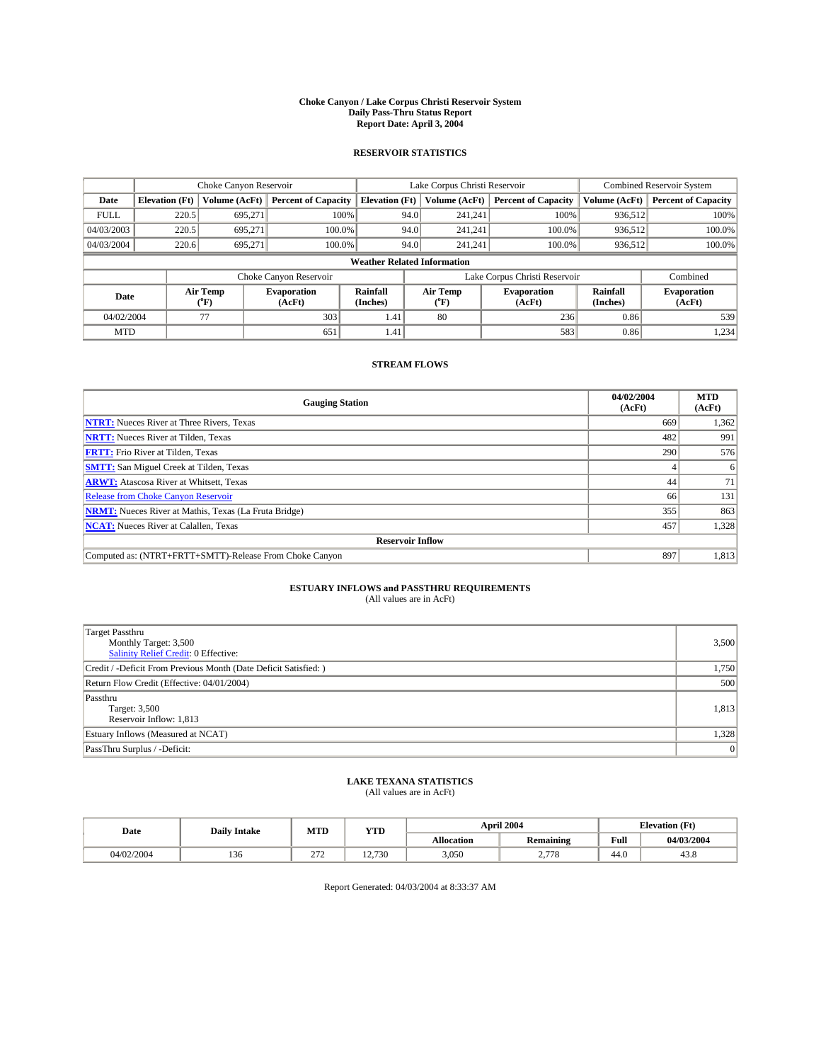# Choke Canyon / Lake Corpus Christi Reservoir System
## Daily Pass-Thru Status Report
## Report Date: April 3, 2004

### RESERVOIR STATISTICS

| | Choke Canyon Reservoir | | | Lake Corpus Christi Reservoir | | | Combined Reservoir System | |
|---|---|---|---|---|---|---|---|---|
| Date | Elevation (Ft) | Volume (AcFt) | Percent of Capacity | Elevation (Ft) | Volume (AcFt) | Percent of Capacity | Volume (AcFt) | Percent of Capacity |
| FULL | 220.5 | 695,271 | 100% | 94.0 | 241,241 | 100% | 936,512 | 100% |
| 04/03/2003 | 220.5 | 695,271 | 100.0% | 94.0 | 241,241 | 100.0% | 936,512 | 100.0% |
| 04/03/2004 | 220.6 | 695,271 | 100.0% | 94.0 | 241,241 | 100.0% | 936,512 | 100.0% |

**Weather Related Information**

| | Choke Canyon Reservoir | | | Lake Corpus Christi Reservoir | | | Combined |
|---|---|---|---|---|---|---|---|
| Date | Air Temp (°F) | Evaporation (AcFt) | Rainfall (Inches) | Air Temp (°F) | Evaporation (AcFt) | Rainfall (Inches) | Evaporation (AcFt) |
| 04/02/2004 | 77 | 303 | 1.41 | 80 | 236 | 0.86 | 539 |
| MTD | | 651 | 1.41 | | 583 | 0.86 | 1,234 |

### STREAM FLOWS

| Gauging Station | 04/02/2004 (AcFt) | MTD (AcFt) |
|---|---|---|
| **NTRT:** Nueces River at Three Rivers, Texas | 669 | 1,362 |
| **NRTT:** Nueces River at Tilden, Texas | 482 | 991 |
| **FRTT:** Frio River at Tilden, Texas | 290 | 576 |
| **SMTT:** San Miguel Creek at Tilden, Texas | 4 | 6 |
| **ARWT:** Atascosa River at Whitsett, Texas | 44 | 71 |
| Release from Choke Canyon Reservoir | 66 | 131 |
| **NRMT:** Nueces River at Mathis, Texas (La Fruta Bridge) | 355 | 863 |
| **NCAT:** Nueces River at Calallen, Texas | 457 | 1,328 |
| **Reservoir Inflow** | | |
| Computed as: (NTRT+FRTT+SMTT)-Release From Choke Canyon | 897 | 1,813 |

### ESTUARY INFLOWS and PASSTHRU REQUIREMENTS
(All values are in AcFt)

| | |
|---|---|
| Target Passthru<br>Monthly Target: 3,500<br>Salinity Relief Credit: 0 Effective: | 3,500 |
| Credit / -Deficit From Previous Month (Date Deficit Satisfied: ) | 1,750 |
| Return Flow Credit (Effective: 04/01/2004) | 500 |
| Passthru<br>Target: 3,500<br>Reservoir Inflow: 1,813 | 1,813 |
| Estuary Inflows (Measured at NCAT) | 1,328 |
| PassThru Surplus / -Deficit: | 0 |

### LAKE TEXANA STATISTICS
(All values are in AcFt)

| Date | Daily Intake | MTD | YTD | April 2004 | | Elevation (Ft) | |
|---|---|---|---|---|---|---|---|
| | | | | Allocation | Remaining | Full | 04/03/2004 |
| 04/02/2004 | 136 | 272 | 12,730 | 3,050 | 2,778 | 44.0 | 43.8 |

Report Generated: 04/03/2004 at 8:33:37 AM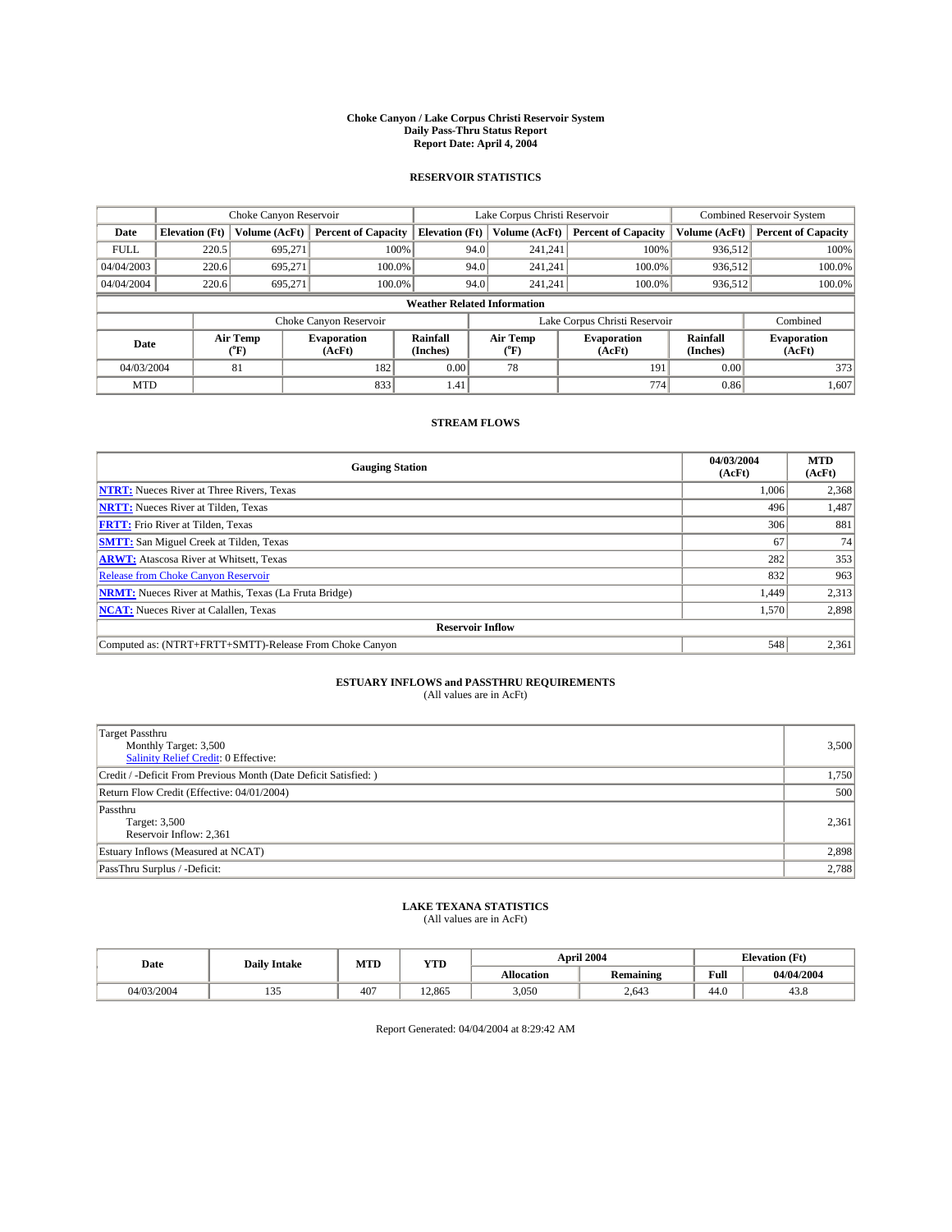# Choke Canyon / Lake Corpus Christi Reservoir System
## Daily Pass-Thru Status Report
### Report Date: April 4, 2004

## RESERVOIR STATISTICS

| | Choke Canyon Reservoir | | | Lake Corpus Christi Reservoir | | | Combined Reservoir System | |
|---|---|---|---|---|---|---|---|---|
| Date | Elevation (Ft) | Volume (AcFt) | Percent of Capacity | Elevation (Ft) | Volume (AcFt) | Percent of Capacity | Volume (AcFt) | Percent of Capacity |
| FULL | 220.5 | 695,271 | 100% | 94.0 | 241,241 | 100% | 936,512 | 100% |
| 04/04/2003 | 220.6 | 695,271 | 100.0% | 94.0 | 241,241 | 100.0% | 936,512 | 100.0% |
| 04/04/2004 | 220.6 | 695,271 | 100.0% | 94.0 | 241,241 | 100.0% | 936,512 | 100.0% |

**Weather Related Information**

| | Choke Canyon Reservoir | | | Lake Corpus Christi Reservoir | | | Combined |
|---|---|---|---|---|---|---|---|
| Date | Air Temp (°F) | Evaporation (AcFt) | Rainfall (Inches) | Air Temp (°F) | Evaporation (AcFt) | Rainfall (Inches) | Evaporation (AcFt) |
| 04/03/2004 | 81 | 182 | 0.00 | 78 | 191 | 0.00 | 373 |
| MTD | | 833 | 1.41 | | 774 | 0.86 | 1,607 |

## STREAM FLOWS

| Gauging Station | 04/03/2004 (AcFt) | MTD (AcFt) |
|---|---|---|
| **NTRT:** Nueces River at Three Rivers, Texas | 1,006 | 2,368 |
| **NRTT:** Nueces River at Tilden, Texas | 496 | 1,487 |
| **FRTT:** Frio River at Tilden, Texas | 306 | 881 |
| **SMTT:** San Miguel Creek at Tilden, Texas | 67 | 74 |
| **ARWT:** Atascosa River at Whitsett, Texas | 282 | 353 |
| Release from Choke Canyon Reservoir | 832 | 963 |
| **NRMT:** Nueces River at Mathis, Texas (La Fruta Bridge) | 1,449 | 2,313 |
| **NCAT:** Nueces River at Calallen, Texas | 1,570 | 2,898 |
| **Reservoir Inflow** | | |
| Computed as: (NTRT+FRTT+SMTT)-Release From Choke Canyon | 548 | 2,361 |

## ESTUARY INFLOWS and PASSTHRU REQUIREMENTS
(All values are in AcFt)

| | |
|---|---|
| Target Passthru<br>Monthly Target: 3,500<br>Salinity Relief Credit: 0 Effective: | 3,500 |
| Credit / -Deficit From Previous Month (Date Deficit Satisfied: ) | 1,750 |
| Return Flow Credit (Effective: 04/01/2004) | 500 |
| Passthru<br>Target: 3,500<br>Reservoir Inflow: 2,361 | 2,361 |
| Estuary Inflows (Measured at NCAT) | 2,898 |
| PassThru Surplus / -Deficit: | 2,788 |

## LAKE TEXANA STATISTICS
(All values are in AcFt)

| Date | Daily Intake | MTD | YTD | April 2004 | | Elevation (Ft) | |
|---|---|---|---|---|---|---|---|
| | | | | Allocation | Remaining | Full | 04/04/2004 |
| 04/03/2004 | 135 | 407 | 12,865 | 3,050 | 2,643 | 44.0 | 43.8 |

Report Generated: 04/04/2004 at 8:29:42 AM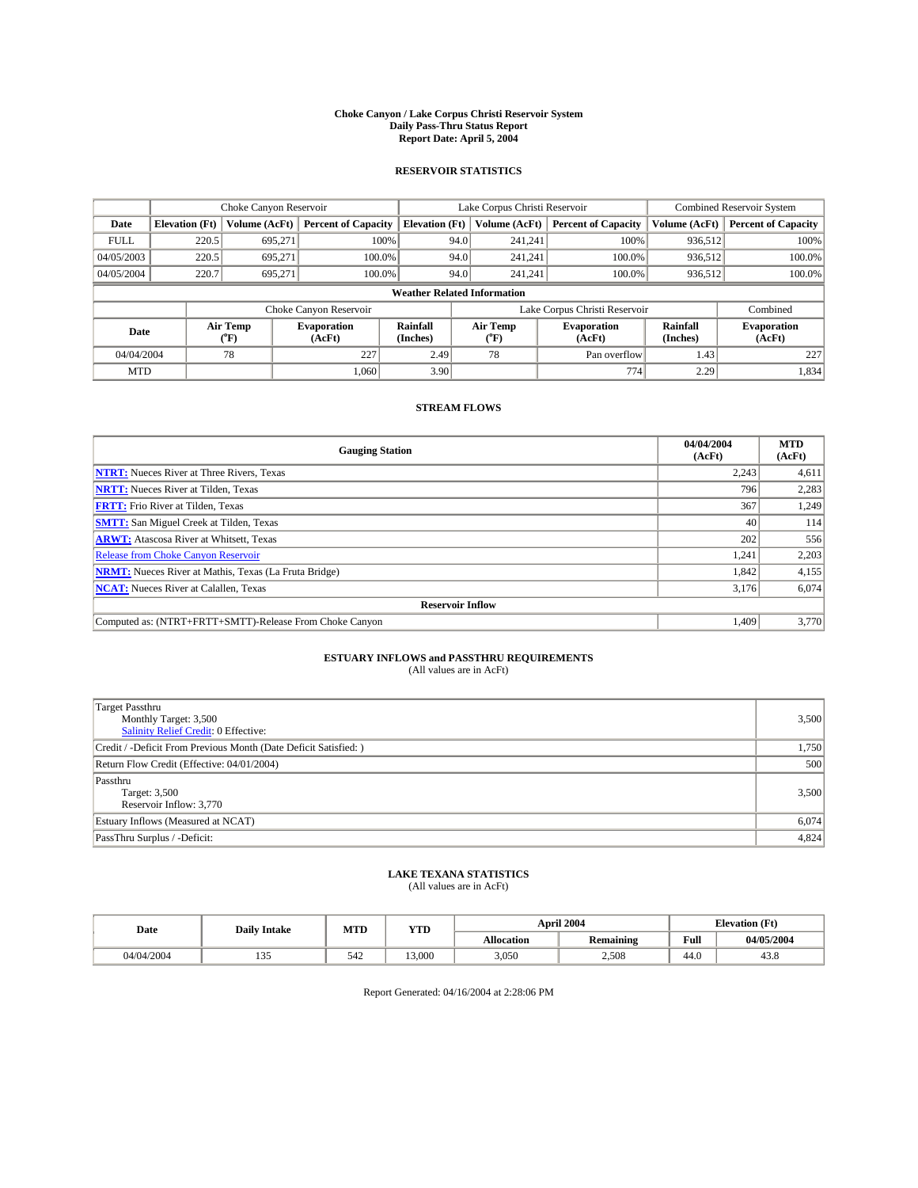# Choke Canyon / Lake Corpus Christi Reservoir System
## Daily Pass-Thru Status Report
### Report Date: April 5, 2004

## RESERVOIR STATISTICS

| | Choke Canyon Reservoir | | | Lake Corpus Christi Reservoir | | | Combined Reservoir System | |
|---|---|---|---|---|---|---|---|---|
| Date | Elevation (Ft) | Volume (AcFt) | Percent of Capacity | Elevation (Ft) | Volume (AcFt) | Percent of Capacity | Volume (AcFt) | Percent of Capacity |
| FULL | 220.5 | 695,271 | 100% | 94.0 | 241,241 | 100% | 936,512 | 100% |
| 04/05/2003 | 220.5 | 695,271 | 100.0% | 94.0 | 241,241 | 100.0% | 936,512 | 100.0% |
| 04/05/2004 | 220.7 | 695,271 | 100.0% | 94.0 | 241,241 | 100.0% | 936,512 | 100.0% |

**Weather Related Information**

| | Choke Canyon Reservoir | | | Lake Corpus Christi Reservoir | | | Combined |
|---|---|---|---|---|---|---|---|
| Date | Air Temp (°F) | Evaporation (AcFt) | Rainfall (Inches) | Air Temp (°F) | Evaporation (AcFt) | Rainfall (Inches) | Evaporation (AcFt) |
| 04/04/2004 | 78 | 227 | 2.49 | 78 | Pan overflow | 1.43 | 227 |
| MTD | | 1,060 | 3.90 | | 774 | 2.29 | 1,834 |

## STREAM FLOWS

| Gauging Station | 04/04/2004 (AcFt) | MTD (AcFt) |
|---|---|---|
| NTRT: Nueces River at Three Rivers, Texas | 2,243 | 4,611 |
| NRTT: Nueces River at Tilden, Texas | 796 | 2,283 |
| FRTT: Frio River at Tilden, Texas | 367 | 1,249 |
| SMTT: San Miguel Creek at Tilden, Texas | 40 | 114 |
| ARWT: Atascosa River at Whitsett, Texas | 202 | 556 |
| Release from Choke Canyon Reservoir | 1,241 | 2,203 |
| NRMT: Nueces River at Mathis, Texas (La Fruta Bridge) | 1,842 | 4,155 |
| NCAT: Nueces River at Calallen, Texas | 3,176 | 6,074 |
| **Reservoir Inflow** | | |
| Computed as: (NTRT+FRTT+SMTT)-Release From Choke Canyon | 1,409 | 3,770 |

## ESTUARY INFLOWS and PASSTHRU REQUIREMENTS
(All values are in AcFt)

| | |
|---|---|
| Target Passthru<br>Monthly Target: 3,500<br>Salinity Relief Credit: 0 Effective: | 3,500 |
| Credit / -Deficit From Previous Month (Date Deficit Satisfied: ) | 1,750 |
| Return Flow Credit (Effective: 04/01/2004) | 500 |
| Passthru<br>Target: 3,500<br>Reservoir Inflow: 3,770 | 3,500 |
| Estuary Inflows (Measured at NCAT) | 6,074 |
| PassThru Surplus / -Deficit: | 4,824 |

## LAKE TEXANA STATISTICS
(All values are in AcFt)

| Date | Daily Intake | MTD | YTD | April 2004 | | Elevation (Ft) | |
|---|---|---|---|---|---|---|---|
| | | | | Allocation | Remaining | Full | 04/05/2004 |
| 04/04/2004 | 135 | 542 | 13,000 | 3,050 | 2,508 | 44.0 | 43.8 |

Report Generated: 04/16/2004 at 2:28:06 PM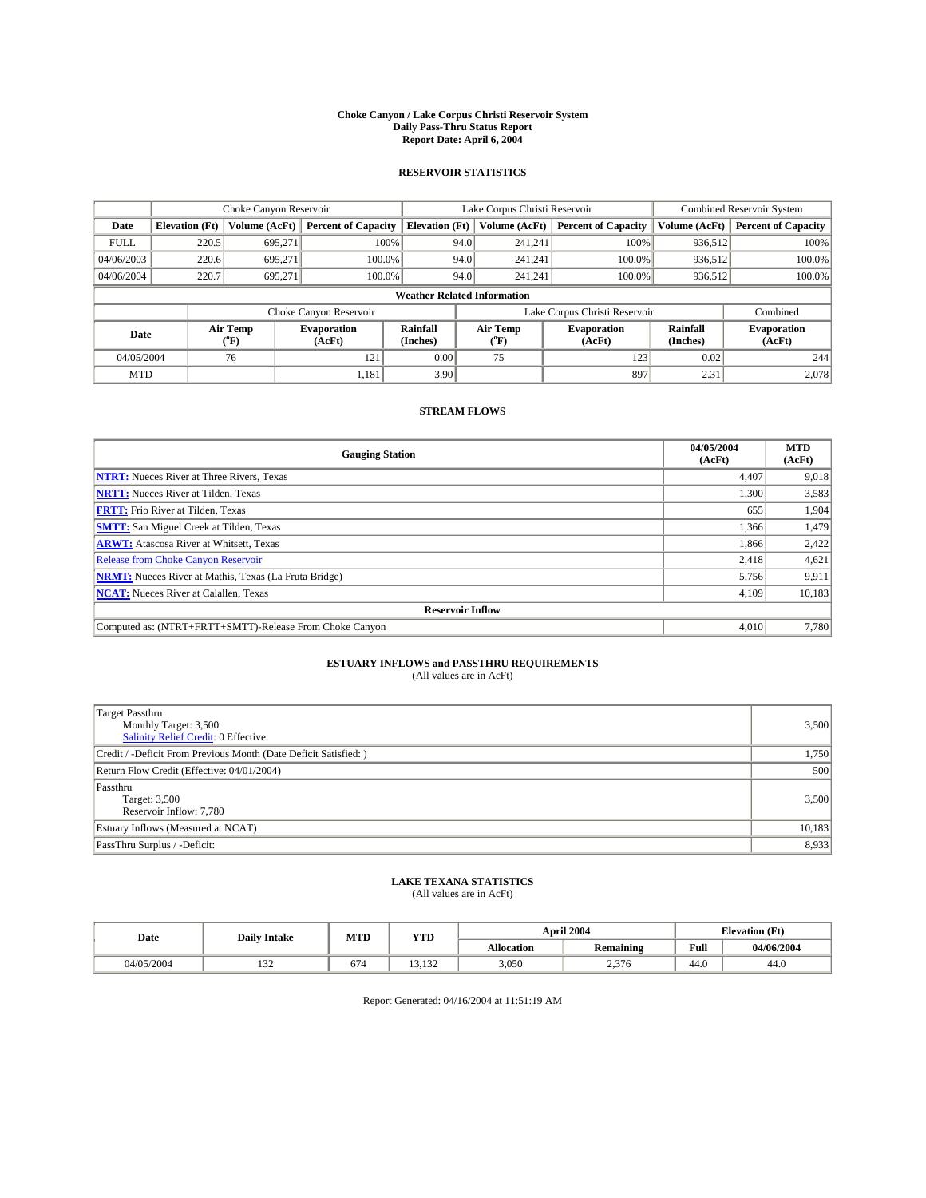# Choke Canyon / Lake Corpus Christi Reservoir System
## Daily Pass-Thru Status Report
### Report Date: April 6, 2004

## RESERVOIR STATISTICS

| | Choke Canyon Reservoir | | | Lake Corpus Christi Reservoir | | | Combined Reservoir System | |
|---|---|---|---|---|---|---|---|---|
| Date | Elevation (Ft) | Volume (AcFt) | Percent of Capacity | Elevation (Ft) | Volume (AcFt) | Percent of Capacity | Volume (AcFt) | Percent of Capacity |
| FULL | 220.5 | 695,271 | 100% | 94.0 | 241,241 | 100% | 936,512 | 100% |
| 04/06/2003 | 220.6 | 695,271 | 100.0% | 94.0 | 241,241 | 100.0% | 936,512 | 100.0% |
| 04/06/2004 | 220.7 | 695,271 | 100.0% | 94.0 | 241,241 | 100.0% | 936,512 | 100.0% |

**Weather Related Information**

| | Choke Canyon Reservoir | | | Lake Corpus Christi Reservoir | | | Combined |
|---|---|---|---|---|---|---|---|
| Date | Air Temp (°F) | Evaporation (AcFt) | Rainfall (Inches) | Air Temp (°F) | Evaporation (AcFt) | Rainfall (Inches) | Evaporation (AcFt) |
| 04/05/2004 | 76 | 121 | 0.00 | 75 | 123 | 0.02 | 244 |
| MTD | | 1,181 | 3.90 | | 897 | 2.31 | 2,078 |

## STREAM FLOWS

| Gauging Station | 04/05/2004 (AcFt) | MTD (AcFt) |
|---|---|---|
| NTRT: Nueces River at Three Rivers, Texas | 4,407 | 9,018 |
| NRTT: Nueces River at Tilden, Texas | 1,300 | 3,583 |
| FRTT: Frio River at Tilden, Texas | 655 | 1,904 |
| SMTT: San Miguel Creek at Tilden, Texas | 1,366 | 1,479 |
| ARWT: Atascosa River at Whitsett, Texas | 1,866 | 2,422 |
| Release from Choke Canyon Reservoir | 2,418 | 4,621 |
| NRMT: Nueces River at Mathis, Texas (La Fruta Bridge) | 5,756 | 9,911 |
| NCAT: Nueces River at Calallen, Texas | 4,109 | 10,183 |
| **Reservoir Inflow** | | |
| Computed as: (NTRT+FRTT+SMTT)-Release From Choke Canyon | 4,010 | 7,780 |

## ESTUARY INFLOWS and PASSTHRU REQUIREMENTS
(All values are in AcFt)

| | |
|---|---|
| Target Passthru<br>Monthly Target: 3,500<br>Salinity Relief Credit: 0 Effective: | 3,500 |
| Credit / -Deficit From Previous Month (Date Deficit Satisfied: ) | 1,750 |
| Return Flow Credit (Effective: 04/01/2004) | 500 |
| Passthru<br>Target: 3,500<br>Reservoir Inflow: 7,780 | 3,500 |
| Estuary Inflows (Measured at NCAT) | 10,183 |
| PassThru Surplus / -Deficit: | 8,933 |

## LAKE TEXANA STATISTICS
(All values are in AcFt)

| Date | Daily Intake | MTD | YTD | April 2004 | | Elevation (Ft) | |
|---|---|---|---|---|---|---|---|
| | | | | Allocation | Remaining | Full | 04/06/2004 |
| 04/05/2004 | 132 | 674 | 13,132 | 3,050 | 2,376 | 44.0 | 44.0 |

Report Generated: 04/16/2004 at 11:51:19 AM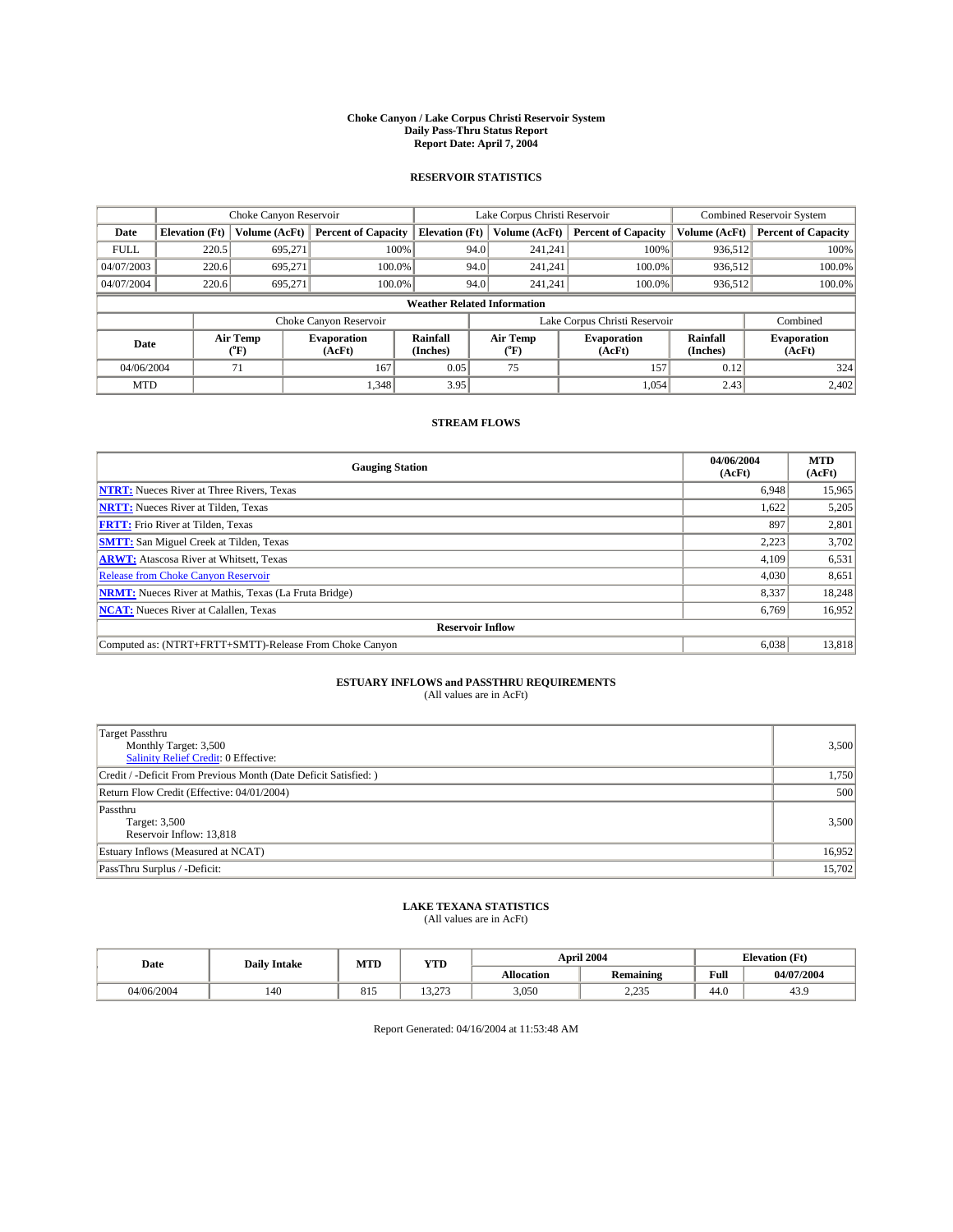**Choke Canyon / Lake Corpus Christi Reservoir System**
**Daily Pass-Thru Status Report**
**Report Date: April 7, 2004**

## RESERVOIR STATISTICS

| | Choke Canyon Reservoir | | | Lake Corpus Christi Reservoir | | | Combined Reservoir System | |
|---|---|---|---|---|---|---|---|---|
| **Date** | **Elevation (Ft)** | **Volume (AcFt)** | **Percent of Capacity** | **Elevation (Ft)** | **Volume (AcFt)** | **Percent of Capacity** | **Volume (AcFt)** | **Percent of Capacity** |
| FULL | 220.5 | 695,271 | 100% | 94.0 | 241,241 | 100% | 936,512 | 100% |
| 04/07/2003 | 220.6 | 695,271 | 100.0% | 94.0 | 241,241 | 100.0% | 936,512 | 100.0% |
| 04/07/2004 | 220.6 | 695,271 | 100.0% | 94.0 | 241,241 | 100.0% | 936,512 | 100.0% |

**Weather Related Information**

| | Choke Canyon Reservoir | | | Lake Corpus Christi Reservoir | | | Combined |
|---|---|---|---|---|---|---|---|
| **Date** | **Air Temp (°F)** | **Evaporation (AcFt)** | **Rainfall (Inches)** | **Air Temp (°F)** | **Evaporation (AcFt)** | **Rainfall (Inches)** | **Evaporation (AcFt)** |
| 04/06/2004 | 71 | 167 | 0.05 | 75 | 157 | 0.12 | 324 |
| MTD | | 1,348 | 3.95 | | 1,054 | 2.43 | 2,402 |

## STREAM FLOWS

| Gauging Station | 04/06/2004 (AcFt) | MTD (AcFt) |
|---|---|---|
| **NTRT:** Nueces River at Three Rivers, Texas | 6,948 | 15,965 |
| **NRTT:** Nueces River at Tilden, Texas | 1,622 | 5,205 |
| **FRTT:** Frio River at Tilden, Texas | 897 | 2,801 |
| **SMTT:** San Miguel Creek at Tilden, Texas | 2,223 | 3,702 |
| **ARWT:** Atascosa River at Whitsett, Texas | 4,109 | 6,531 |
| Release from Choke Canyon Reservoir | 4,030 | 8,651 |
| **NRMT:** Nueces River at Mathis, Texas (La Fruta Bridge) | 8,337 | 18,248 |
| **NCAT:** Nueces River at Calallen, Texas | 6,769 | 16,952 |
| **Reservoir Inflow** | | |
| Computed as: (NTRT+FRTT+SMTT)-Release From Choke Canyon | 6,038 | 13,818 |

## ESTUARY INFLOWS and PASSTHRU REQUIREMENTS

(All values are in AcFt)

| | |
|---|---|
| Target Passthru<br>Monthly Target: 3,500<br>Salinity Relief Credit: 0 Effective: | 3,500 |
| Credit / -Deficit From Previous Month (Date Deficit Satisfied: ) | 1,750 |
| Return Flow Credit (Effective: 04/01/2004) | 500 |
| Passthru<br>Target: 3,500<br>Reservoir Inflow: 13,818 | 3,500 |
| Estuary Inflows (Measured at NCAT) | 16,952 |
| PassThru Surplus / -Deficit: | 15,702 |

## LAKE TEXANA STATISTICS

(All values are in AcFt)

| Date | Daily Intake | MTD | YTD | April 2004 | | Elevation (Ft) | |
|---|---|---|---|---|---|---|---|
| | | | | **Allocation** | **Remaining** | **Full** | **04/07/2004** |
| 04/06/2004 | 140 | 815 | 13,273 | 3,050 | 2,235 | 44.0 | 43.9 |

Report Generated: 04/16/2004 at 11:53:48 AM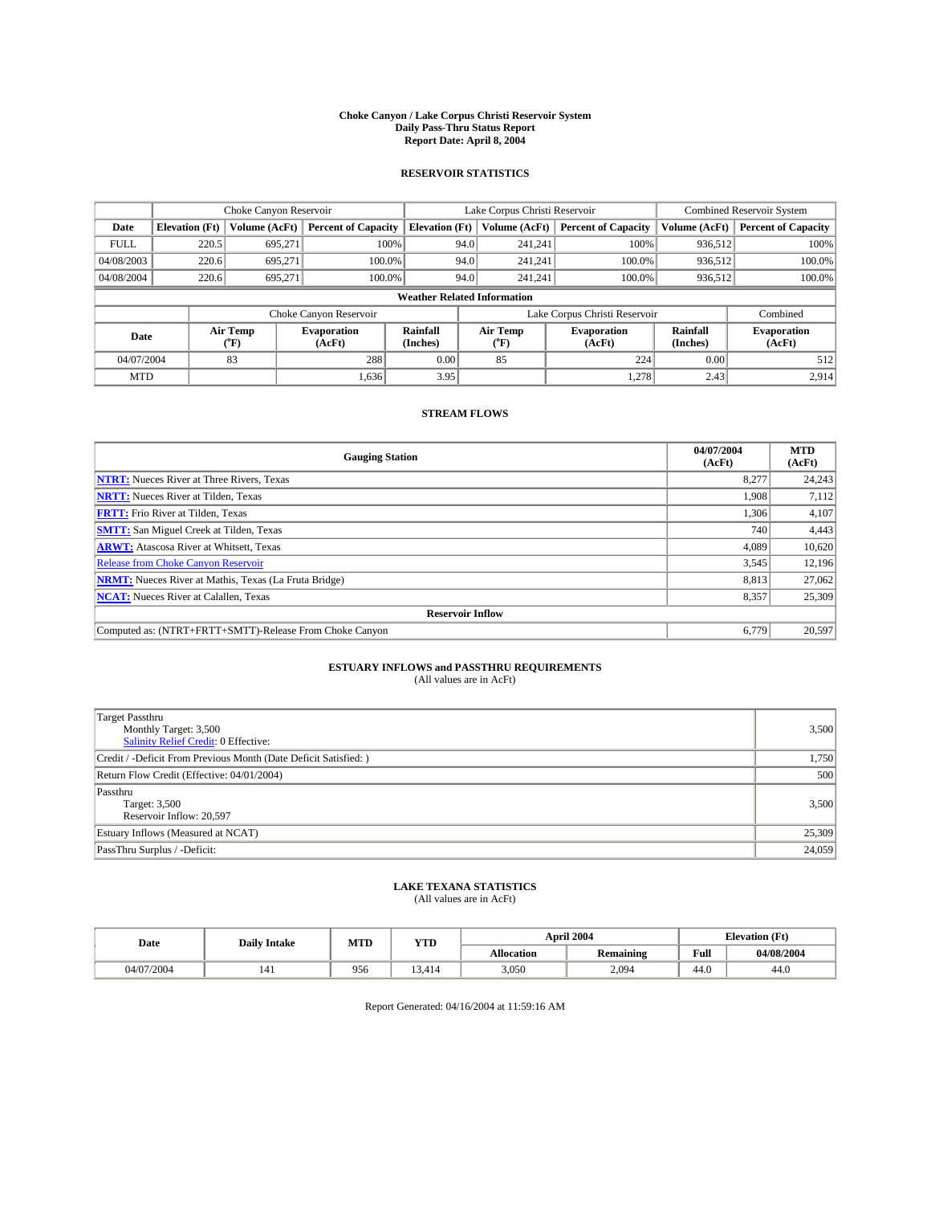# Choke Canyon / Lake Corpus Christi Reservoir System
## Daily Pass-Thru Status Report
### Report Date: April 8, 2004

## RESERVOIR STATISTICS

| | Choke Canyon Reservoir | | | Lake Corpus Christi Reservoir | | | Combined Reservoir System | |
|---|---|---|---|---|---|---|---|---|
| Date | Elevation (Ft) | Volume (AcFt) | Percent of Capacity | Elevation (Ft) | Volume (AcFt) | Percent of Capacity | Volume (AcFt) | Percent of Capacity |
| FULL | 220.5 | 695,271 | 100% | 94.0 | 241,241 | 100% | 936,512 | 100% |
| 04/08/2003 | 220.6 | 695,271 | 100.0% | 94.0 | 241,241 | 100.0% | 936,512 | 100.0% |
| 04/08/2004 | 220.6 | 695,271 | 100.0% | 94.0 | 241,241 | 100.0% | 936,512 | 100.0% |

**Weather Related Information**

| | Choke Canyon Reservoir | | | Lake Corpus Christi Reservoir | | | Combined |
|---|---|---|---|---|---|---|---|
| Date | Air Temp (°F) | Evaporation (AcFt) | Rainfall (Inches) | Air Temp (°F) | Evaporation (AcFt) | Rainfall (Inches) | Evaporation (AcFt) |
| 04/07/2004 | 83 | 288 | 0.00 | 85 | 224 | 0.00 | 512 |
| MTD | | 1,636 | 3.95 | | 1,278 | 2.43 | 2,914 |

## STREAM FLOWS

| Gauging Station | 04/07/2004 (AcFt) | MTD (AcFt) |
|---|---|---|
| **NTRT:** Nueces River at Three Rivers, Texas | 8,277 | 24,243 |
| **NRTT:** Nueces River at Tilden, Texas | 1,908 | 7,112 |
| **FRTT:** Frio River at Tilden, Texas | 1,306 | 4,107 |
| **SMTT:** San Miguel Creek at Tilden, Texas | 740 | 4,443 |
| **ARWT:** Atascosa River at Whitsett, Texas | 4,089 | 10,620 |
| Release from Choke Canyon Reservoir | 3,545 | 12,196 |
| **NRMT:** Nueces River at Mathis, Texas (La Fruta Bridge) | 8,813 | 27,062 |
| **NCAT:** Nueces River at Calallen, Texas | 8,357 | 25,309 |
| **Reservoir Inflow** | | |
| Computed as: (NTRT+FRTT+SMTT)-Release From Choke Canyon | 6,779 | 20,597 |

## ESTUARY INFLOWS and PASSTHRU REQUIREMENTS
(All values are in AcFt)

| | |
|---|---|
| Target Passthru<br>Monthly Target: 3,500<br>Salinity Relief Credit: 0 Effective: | 3,500 |
| Credit / -Deficit From Previous Month (Date Deficit Satisfied: ) | 1,750 |
| Return Flow Credit (Effective: 04/01/2004) | 500 |
| Passthru<br>Target: 3,500<br>Reservoir Inflow: 20,597 | 3,500 |
| Estuary Inflows (Measured at NCAT) | 25,309 |
| PassThru Surplus / -Deficit: | 24,059 |

## LAKE TEXANA STATISTICS
(All values are in AcFt)

| Date | Daily Intake | MTD | YTD | April 2004 | | Elevation (Ft) | |
|---|---|---|---|---|---|---|---|
| | | | | Allocation | Remaining | Full | 04/08/2004 |
| 04/07/2004 | 141 | 956 | 13,414 | 3,050 | 2,094 | 44.0 | 44.0 |

Report Generated: 04/16/2004 at 11:59:16 AM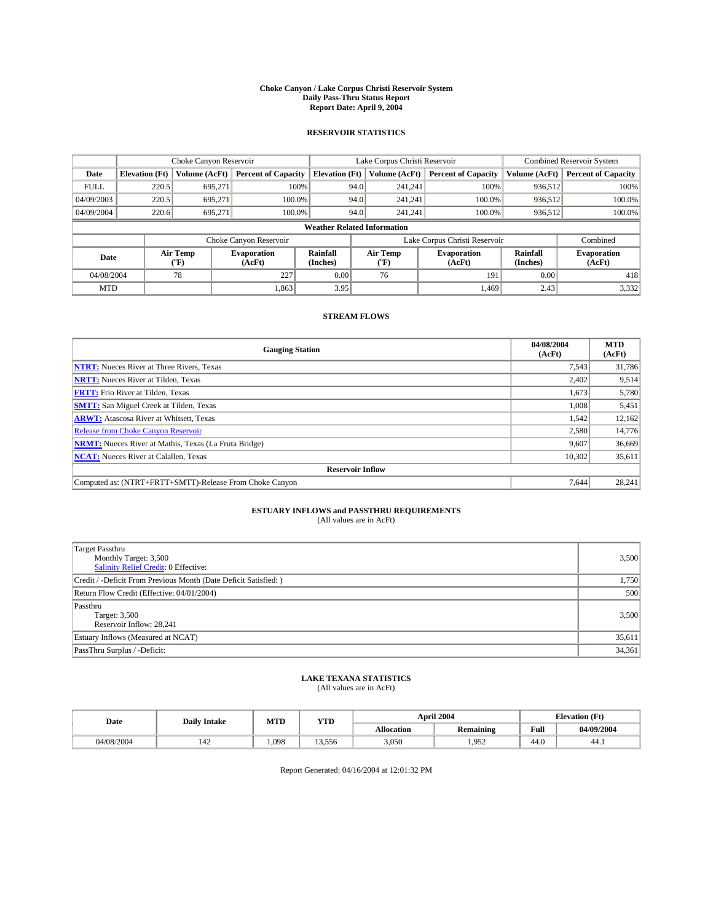# Choke Canyon / Lake Corpus Christi Reservoir System
## Daily Pass-Thru Status Report
### Report Date: April 9, 2004

## RESERVOIR STATISTICS

| | Choke Canyon Reservoir | | | Lake Corpus Christi Reservoir | | | Combined Reservoir System | |
|---|---|---|---|---|---|---|---|---|
| Date | Elevation (Ft) | Volume (AcFt) | Percent of Capacity | Elevation (Ft) | Volume (AcFt) | Percent of Capacity | Volume (AcFt) | Percent of Capacity |
| FULL | 220.5 | 695,271 | 100% | 94.0 | 241,241 | 100% | 936,512 | 100% |
| 04/09/2003 | 220.5 | 695,271 | 100.0% | 94.0 | 241,241 | 100.0% | 936,512 | 100.0% |
| 04/09/2004 | 220.6 | 695,271 | 100.0% | 94.0 | 241,241 | 100.0% | 936,512 | 100.0% |

**Weather Related Information**

| | Choke Canyon Reservoir | | | Lake Corpus Christi Reservoir | | | Combined |
|---|---|---|---|---|---|---|---|
| Date | Air Temp (°F) | Evaporation (AcFt) | Rainfall (Inches) | Air Temp (°F) | Evaporation (AcFt) | Rainfall (Inches) | Evaporation (AcFt) |
| 04/08/2004 | 78 | 227 | 0.00 | 76 | 191 | 0.00 | 418 |
| MTD | | 1,863 | 3.95 | | 1,469 | 2.43 | 3,332 |

## STREAM FLOWS

| Gauging Station | 04/08/2004 (AcFt) | MTD (AcFt) |
|---|---|---|
| NTRT: Nueces River at Three Rivers, Texas | 7,543 | 31,786 |
| NRTT: Nueces River at Tilden, Texas | 2,402 | 9,514 |
| FRTT: Frio River at Tilden, Texas | 1,673 | 5,780 |
| SMTT: San Miguel Creek at Tilden, Texas | 1,008 | 5,451 |
| ARWT: Atascosa River at Whitsett, Texas | 1,542 | 12,162 |
| Release from Choke Canyon Reservoir | 2,580 | 14,776 |
| NRMT: Nueces River at Mathis, Texas (La Fruta Bridge) | 9,607 | 36,669 |
| NCAT: Nueces River at Calallen, Texas | 10,302 | 35,611 |
| **Reservoir Inflow** | | |
| Computed as: (NTRT+FRTT+SMTT)-Release From Choke Canyon | 7,644 | 28,241 |

## ESTUARY INFLOWS and PASSTHRU REQUIREMENTS
(All values are in AcFt)

| | |
|---|---|
| Target Passthru<br>Monthly Target: 3,500<br>Salinity Relief Credit: 0 Effective: | 3,500 |
| Credit / -Deficit From Previous Month (Date Deficit Satisfied: ) | 1,750 |
| Return Flow Credit (Effective: 04/01/2004) | 500 |
| Passthru<br>Target: 3,500<br>Reservoir Inflow: 28,241 | 3,500 |
| Estuary Inflows (Measured at NCAT) | 35,611 |
| PassThru Surplus / -Deficit: | 34,361 |

## LAKE TEXANA STATISTICS
(All values are in AcFt)

| Date | Daily Intake | MTD | YTD | April 2004 | | Elevation (Ft) | |
|---|---|---|---|---|---|---|---|
| | | | | Allocation | Remaining | Full | 04/09/2004 |
| 04/08/2004 | 142 | 1,098 | 13,556 | 3,050 | 1,952 | 44.0 | 44.1 |

Report Generated: 04/16/2004 at 12:01:32 PM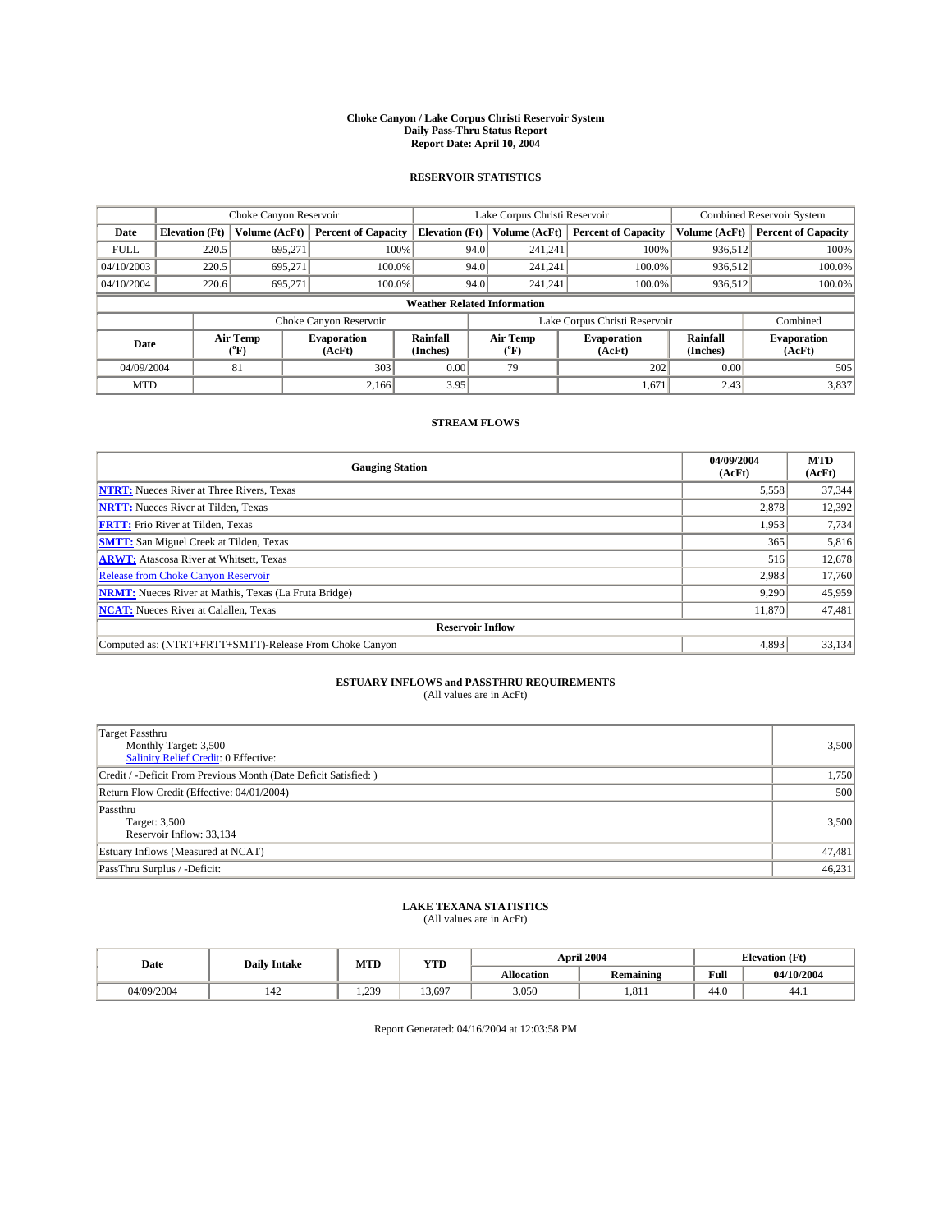# Choke Canyon / Lake Corpus Christi Reservoir System
## Daily Pass-Thru Status Report
### Report Date: April 10, 2004

## RESERVOIR STATISTICS

| | Choke Canyon Reservoir | | | Lake Corpus Christi Reservoir | | | Combined Reservoir System | |
|---|---|---|---|---|---|---|---|---|
| Date | Elevation (Ft) | Volume (AcFt) | Percent of Capacity | Elevation (Ft) | Volume (AcFt) | Percent of Capacity | Volume (AcFt) | Percent of Capacity |
| FULL | 220.5 | 695,271 | 100% | 94.0 | 241,241 | 100% | 936,512 | 100% |
| 04/10/2003 | 220.5 | 695,271 | 100.0% | 94.0 | 241,241 | 100.0% | 936,512 | 100.0% |
| 04/10/2004 | 220.6 | 695,271 | 100.0% | 94.0 | 241,241 | 100.0% | 936,512 | 100.0% |

**Weather Related Information**

| | Choke Canyon Reservoir | | | Lake Corpus Christi Reservoir | | | Combined |
|---|---|---|---|---|---|---|---|
| Date | Air Temp (°F) | Evaporation (AcFt) | Rainfall (Inches) | Air Temp (°F) | Evaporation (AcFt) | Rainfall (Inches) | Evaporation (AcFt) |
| 04/09/2004 | 81 | 303 | 0.00 | 79 | 202 | 0.00 | 505 |
| MTD | | 2,166 | 3.95 | | 1,671 | 2.43 | 3,837 |

## STREAM FLOWS

| Gauging Station | 04/09/2004 (AcFt) | MTD (AcFt) |
|---|---|---|
| NTRT: Nueces River at Three Rivers, Texas | 5,558 | 37,344 |
| NRTT: Nueces River at Tilden, Texas | 2,878 | 12,392 |
| FRTT: Frio River at Tilden, Texas | 1,953 | 7,734 |
| SMTT: San Miguel Creek at Tilden, Texas | 365 | 5,816 |
| ARWT: Atascosa River at Whitsett, Texas | 516 | 12,678 |
| Release from Choke Canyon Reservoir | 2,983 | 17,760 |
| NRMT: Nueces River at Mathis, Texas (La Fruta Bridge) | 9,290 | 45,959 |
| NCAT: Nueces River at Calallen, Texas | 11,870 | 47,481 |
| **Reservoir Inflow** | | |
| Computed as: (NTRT+FRTT+SMTT)-Release From Choke Canyon | 4,893 | 33,134 |

## ESTUARY INFLOWS and PASSTHRU REQUIREMENTS
(All values are in AcFt)

| | |
|---|---|
| Target Passthru<br>Monthly Target: 3,500<br>Salinity Relief Credit: 0 Effective: | 3,500 |
| Credit / -Deficit From Previous Month (Date Deficit Satisfied: ) | 1,750 |
| Return Flow Credit (Effective: 04/01/2004) | 500 |
| Passthru<br>Target: 3,500<br>Reservoir Inflow: 33,134 | 3,500 |
| Estuary Inflows (Measured at NCAT) | 47,481 |
| PassThru Surplus / -Deficit: | 46,231 |

## LAKE TEXANA STATISTICS
(All values are in AcFt)

| Date | Daily Intake | MTD | YTD | April 2004 | | Elevation (Ft) | |
|---|---|---|---|---|---|---|---|
| | | | | Allocation | Remaining | Full | 04/10/2004 |
| 04/09/2004 | 142 | 1,239 | 13,697 | 3,050 | 1,811 | 44.0 | 44.1 |

Report Generated: 04/16/2004 at 12:03:58 PM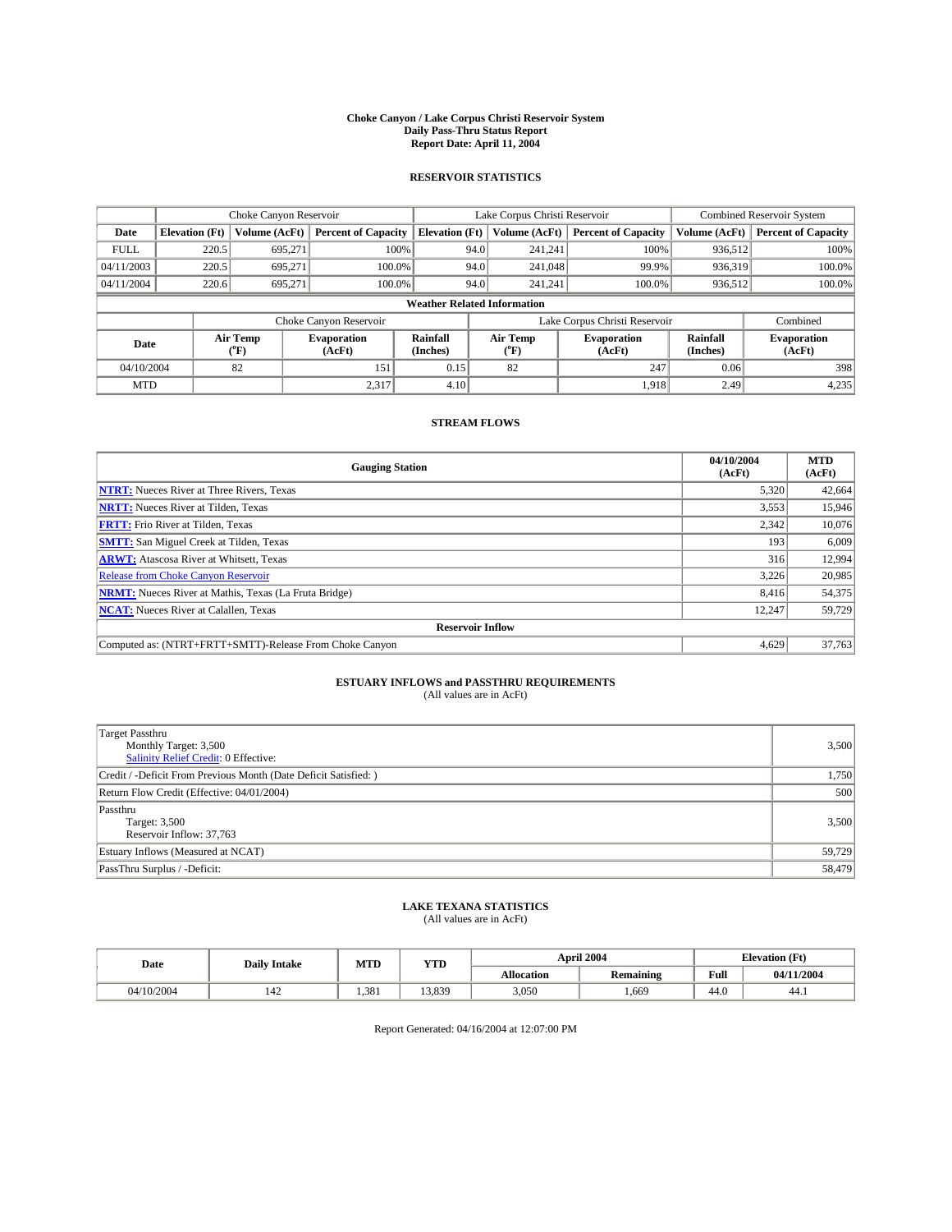# Choke Canyon / Lake Corpus Christi Reservoir System
## Daily Pass-Thru Status Report
### Report Date: April 11, 2004

## RESERVOIR STATISTICS

| | Choke Canyon Reservoir | | | Lake Corpus Christi Reservoir | | | Combined Reservoir System | |
|---|---|---|---|---|---|---|---|---|
| Date | Elevation (Ft) | Volume (AcFt) | Percent of Capacity | Elevation (Ft) | Volume (AcFt) | Percent of Capacity | Volume (AcFt) | Percent of Capacity |
| FULL | 220.5 | 695,271 | 100% | 94.0 | 241,241 | 100% | 936,512 | 100% |
| 04/11/2003 | 220.5 | 695,271 | 100.0% | 94.0 | 241,048 | 99.9% | 936,319 | 100.0% |
| 04/11/2004 | 220.6 | 695,271 | 100.0% | 94.0 | 241,241 | 100.0% | 936,512 | 100.0% |

**Weather Related Information**

| | Choke Canyon Reservoir | | | Lake Corpus Christi Reservoir | | | Combined |
|---|---|---|---|---|---|---|---|
| Date | Air Temp (°F) | Evaporation (AcFt) | Rainfall (Inches) | Air Temp (°F) | Evaporation (AcFt) | Rainfall (Inches) | Evaporation (AcFt) |
| 04/10/2004 | 82 | 151 | 0.15 | 82 | 247 | 0.06 | 398 |
| MTD | | 2,317 | 4.10 | | 1,918 | 2.49 | 4,235 |

## STREAM FLOWS

| Gauging Station | 04/10/2004 (AcFt) | MTD (AcFt) |
|---|---|---|
| NTRT: Nueces River at Three Rivers, Texas | 5,320 | 42,664 |
| NRTT: Nueces River at Tilden, Texas | 3,553 | 15,946 |
| FRTT: Frio River at Tilden, Texas | 2,342 | 10,076 |
| SMTT: San Miguel Creek at Tilden, Texas | 193 | 6,009 |
| ARWT: Atascosa River at Whitsett, Texas | 316 | 12,994 |
| Release from Choke Canyon Reservoir | 3,226 | 20,985 |
| NRMT: Nueces River at Mathis, Texas (La Fruta Bridge) | 8,416 | 54,375 |
| NCAT: Nueces River at Calallen, Texas | 12,247 | 59,729 |
| **Reservoir Inflow** | | |
| Computed as: (NTRT+FRTT+SMTT)-Release From Choke Canyon | 4,629 | 37,763 |

## ESTUARY INFLOWS and PASSTHRU REQUIREMENTS
(All values are in AcFt)

| | |
|---|---|
| Target Passthru<br>Monthly Target: 3,500<br>Salinity Relief Credit: 0 Effective: | 3,500 |
| Credit / -Deficit From Previous Month (Date Deficit Satisfied: ) | 1,750 |
| Return Flow Credit (Effective: 04/01/2004) | 500 |
| Passthru<br>Target: 3,500<br>Reservoir Inflow: 37,763 | 3,500 |
| Estuary Inflows (Measured at NCAT) | 59,729 |
| PassThru Surplus / -Deficit: | 58,479 |

## LAKE TEXANA STATISTICS
(All values are in AcFt)

| Date | Daily Intake | MTD | YTD | April 2004 | | Elevation (Ft) | |
|---|---|---|---|---|---|---|---|
| | | | | Allocation | Remaining | Full | 04/11/2004 |
| 04/10/2004 | 142 | 1,381 | 13,839 | 3,050 | 1,669 | 44.0 | 44.1 |

Report Generated: 04/16/2004 at 12:07:00 PM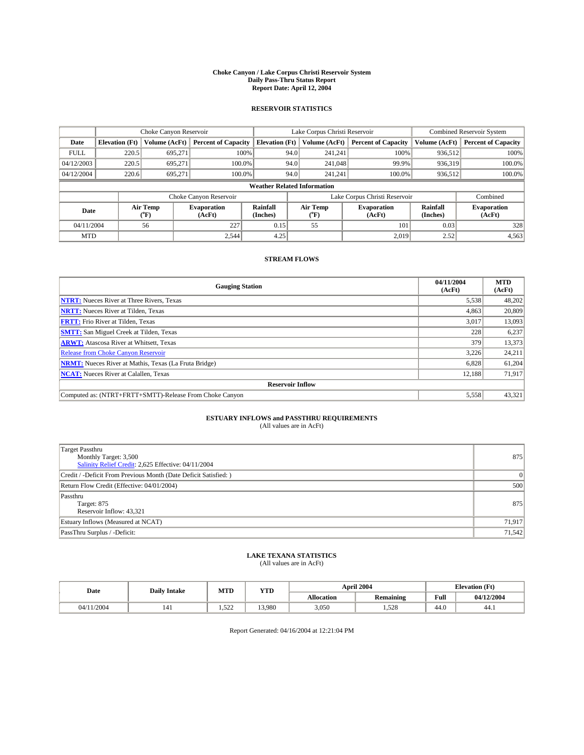# Choke Canyon / Lake Corpus Christi Reservoir System
## Daily Pass-Thru Status Report
### Report Date: April 12, 2004

## RESERVOIR STATISTICS

| | Choke Canyon Reservoir | | | Lake Corpus Christi Reservoir | | | Combined Reservoir System | |
|---|---|---|---|---|---|---|---|---|
| Date | Elevation (Ft) | Volume (AcFt) | Percent of Capacity | Elevation (Ft) | Volume (AcFt) | Percent of Capacity | Volume (AcFt) | Percent of Capacity |
| FULL | 220.5 | 695,271 | 100% | 94.0 | 241,241 | 100% | 936,512 | 100% |
| 04/12/2003 | 220.5 | 695,271 | 100.0% | 94.0 | 241,048 | 99.9% | 936,319 | 100.0% |
| 04/12/2004 | 220.6 | 695,271 | 100.0% | 94.0 | 241,241 | 100.0% | 936,512 | 100.0% |

**Weather Related Information**

| | Choke Canyon Reservoir | | | Lake Corpus Christi Reservoir | | | Combined |
|---|---|---|---|---|---|---|---|
| Date | Air Temp (°F) | Evaporation (AcFt) | Rainfall (Inches) | Air Temp (°F) | Evaporation (AcFt) | Rainfall (Inches) | Evaporation (AcFt) |
| 04/11/2004 | 56 | 227 | 0.15 | 55 | 101 | 0.03 | 328 |
| MTD | | 2,544 | 4.25 | | 2,019 | 2.52 | 4,563 |

## STREAM FLOWS

| Gauging Station | 04/11/2004 (AcFt) | MTD (AcFt) |
|---|---|---|
| NTRT: Nueces River at Three Rivers, Texas | 5,538 | 48,202 |
| NRTT: Nueces River at Tilden, Texas | 4,863 | 20,809 |
| FRTT: Frio River at Tilden, Texas | 3,017 | 13,093 |
| SMTT: San Miguel Creek at Tilden, Texas | 228 | 6,237 |
| ARWT: Atascosa River at Whitsett, Texas | 379 | 13,373 |
| Release from Choke Canyon Reservoir | 3,226 | 24,211 |
| NRMT: Nueces River at Mathis, Texas (La Fruta Bridge) | 6,828 | 61,204 |
| NCAT: Nueces River at Calallen, Texas | 12,188 | 71,917 |
| **Reservoir Inflow** | | |
| Computed as: (NTRT+FRTT+SMTT)-Release From Choke Canyon | 5,558 | 43,321 |

## ESTUARY INFLOWS and PASSTHRU REQUIREMENTS
(All values are in AcFt)

| | |
|---|---|
| Target Passthru<br>Monthly Target: 3,500<br>Salinity Relief Credit: 2,625 Effective: 04/11/2004 | 875 |
| Credit / -Deficit From Previous Month (Date Deficit Satisfied: ) | 0 |
| Return Flow Credit (Effective: 04/01/2004) | 500 |
| Passthru<br>Target: 875<br>Reservoir Inflow: 43,321 | 875 |
| Estuary Inflows (Measured at NCAT) | 71,917 |
| PassThru Surplus / -Deficit: | 71,542 |

## LAKE TEXANA STATISTICS
(All values are in AcFt)

| Date | Daily Intake | MTD | YTD | April 2004 | | Elevation (Ft) | |
|---|---|---|---|---|---|---|---|
| | | | | Allocation | Remaining | Full | 04/12/2004 |
| 04/11/2004 | 141 | 1,522 | 13,980 | 3,050 | 1,528 | 44.0 | 44.1 |

Report Generated: 04/16/2004 at 12:21:04 PM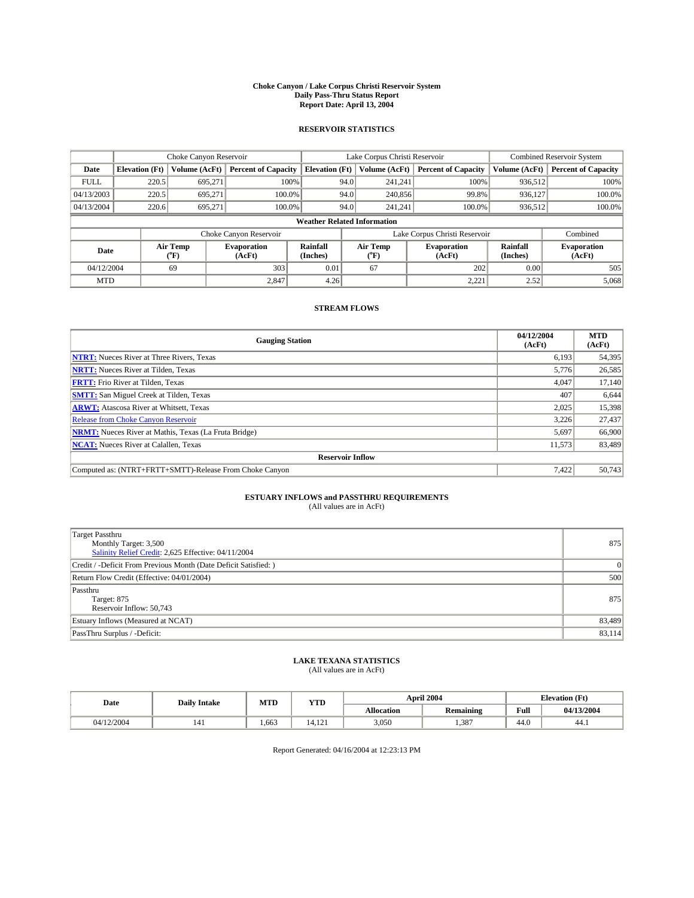# Choke Canyon / Lake Corpus Christi Reservoir System
## Daily Pass-Thru Status Report
### Report Date: April 13, 2004

## RESERVOIR STATISTICS

| | Choke Canyon Reservoir | | | Lake Corpus Christi Reservoir | | | Combined Reservoir System | |
|---|---|---|---|---|---|---|---|---|
| Date | Elevation (Ft) | Volume (AcFt) | Percent of Capacity | Elevation (Ft) | Volume (AcFt) | Percent of Capacity | Volume (AcFt) | Percent of Capacity |
| FULL | 220.5 | 695,271 | 100% | 94.0 | 241,241 | 100% | 936,512 | 100% |
| 04/13/2003 | 220.5 | 695,271 | 100.0% | 94.0 | 240,856 | 99.8% | 936,127 | 100.0% |
| 04/13/2004 | 220.6 | 695,271 | 100.0% | 94.0 | 241,241 | 100.0% | 936,512 | 100.0% |

**Weather Related Information**

| | Choke Canyon Reservoir | | | Lake Corpus Christi Reservoir | | | Combined |
|---|---|---|---|---|---|---|---|
| Date | Air Temp (°F) | Evaporation (AcFt) | Rainfall (Inches) | Air Temp (°F) | Evaporation (AcFt) | Rainfall (Inches) | Evaporation (AcFt) |
| 04/12/2004 | 69 | 303 | 0.01 | 67 | 202 | 0.00 | 505 |
| MTD | | 2,847 | 4.26 | | 2,221 | 2.52 | 5,068 |

## STREAM FLOWS

| Gauging Station | 04/12/2004 (AcFt) | MTD (AcFt) |
|---|---|---|
| NTRT: Nueces River at Three Rivers, Texas | 6,193 | 54,395 |
| NRTT: Nueces River at Tilden, Texas | 5,776 | 26,585 |
| FRTT: Frio River at Tilden, Texas | 4,047 | 17,140 |
| SMTT: San Miguel Creek at Tilden, Texas | 407 | 6,644 |
| ARWT: Atascosa River at Whitsett, Texas | 2,025 | 15,398 |
| Release from Choke Canyon Reservoir | 3,226 | 27,437 |
| NRMT: Nueces River at Mathis, Texas (La Fruta Bridge) | 5,697 | 66,900 |
| NCAT: Nueces River at Calallen, Texas | 11,573 | 83,489 |
| **Reservoir Inflow** | | |
| Computed as: (NTRT+FRTT+SMTT)-Release From Choke Canyon | 7,422 | 50,743 |

## ESTUARY INFLOWS and PASSTHRU REQUIREMENTS
(All values are in AcFt)

| | |
|---|---|
| Target Passthru<br>Monthly Target: 3,500<br>Salinity Relief Credit: 2,625 Effective: 04/11/2004 | 875 |
| Credit / -Deficit From Previous Month (Date Deficit Satisfied: ) | 0 |
| Return Flow Credit (Effective: 04/01/2004) | 500 |
| Passthru<br>Target: 875<br>Reservoir Inflow: 50,743 | 875 |
| Estuary Inflows (Measured at NCAT) | 83,489 |
| PassThru Surplus / -Deficit: | 83,114 |

## LAKE TEXANA STATISTICS
(All values are in AcFt)

| Date | Daily Intake | MTD | YTD | April 2004 | | Elevation (Ft) | |
|---|---|---|---|---|---|---|---|
| | | | | Allocation | Remaining | Full | 04/13/2004 |
| 04/12/2004 | 141 | 1,663 | 14,121 | 3,050 | 1,387 | 44.0 | 44.1 |

Report Generated: 04/16/2004 at 12:23:13 PM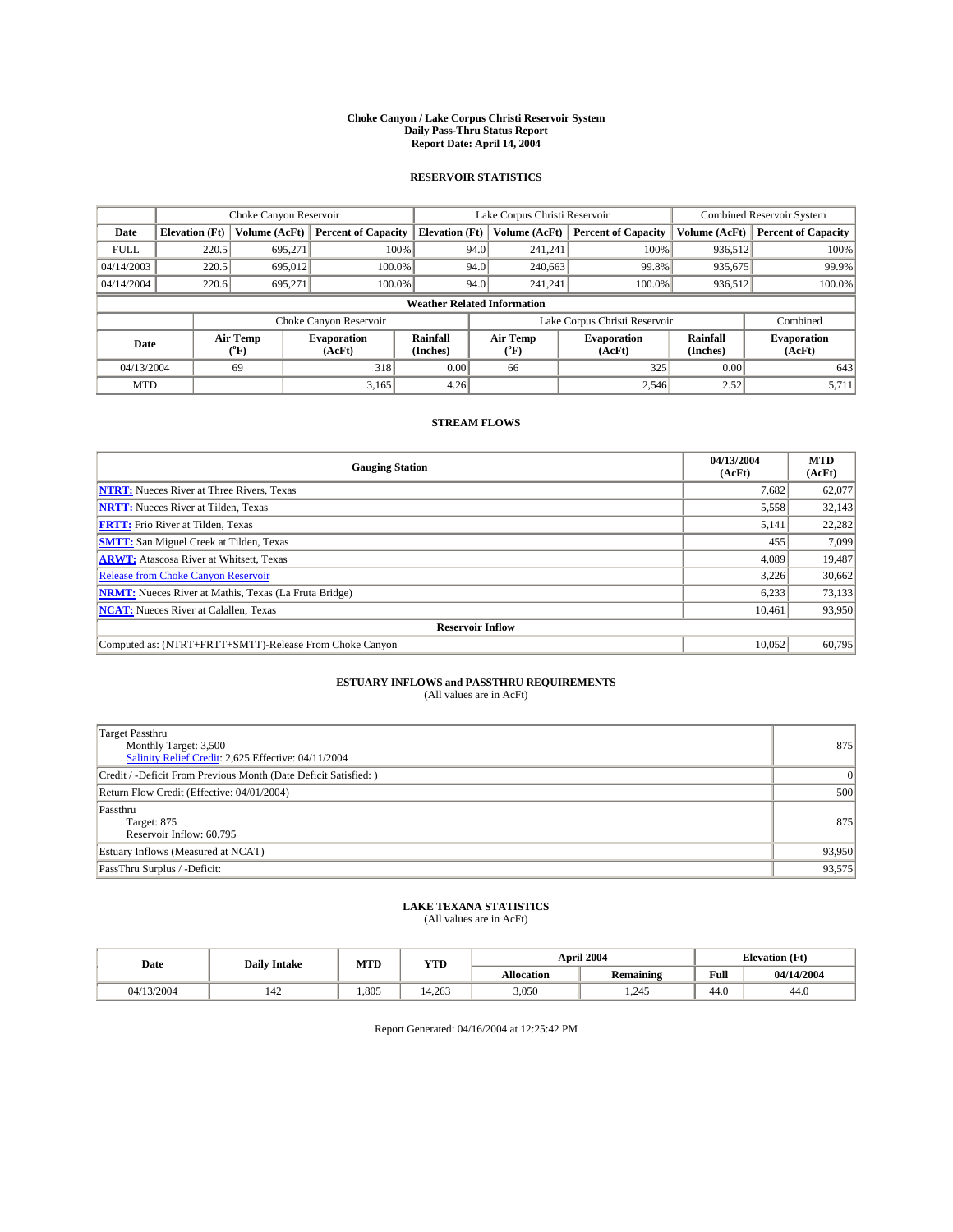# Choke Canyon / Lake Corpus Christi Reservoir System
## Daily Pass-Thru Status Report
### Report Date: April 14, 2004

## RESERVOIR STATISTICS

| | Choke Canyon Reservoir | | | Lake Corpus Christi Reservoir | | | Combined Reservoir System | |
|---|---|---|---|---|---|---|---|---|
| Date | Elevation (Ft) | Volume (AcFt) | Percent of Capacity | Elevation (Ft) | Volume (AcFt) | Percent of Capacity | Volume (AcFt) | Percent of Capacity |
| FULL | 220.5 | 695,271 | 100% | 94.0 | 241,241 | 100% | 936,512 | 100% |
| 04/14/2003 | 220.5 | 695,012 | 100.0% | 94.0 | 240,663 | 99.8% | 935,675 | 99.9% |
| 04/14/2004 | 220.6 | 695,271 | 100.0% | 94.0 | 241,241 | 100.0% | 936,512 | 100.0% |

**Weather Related Information**

| | Choke Canyon Reservoir | | | Lake Corpus Christi Reservoir | | | Combined |
|---|---|---|---|---|---|---|---|
| Date | Air Temp (°F) | Evaporation (AcFt) | Rainfall (Inches) | Air Temp (°F) | Evaporation (AcFt) | Rainfall (Inches) | Evaporation (AcFt) |
| 04/13/2004 | 69 | 318 | 0.00 | 66 | 325 | 0.00 | 643 |
| MTD | | 3,165 | 4.26 | | 2,546 | 2.52 | 5,711 |

## STREAM FLOWS

| Gauging Station | 04/13/2004 (AcFt) | MTD (AcFt) |
|---|---|---|
| **NTRT:** Nueces River at Three Rivers, Texas | 7,682 | 62,077 |
| **NRTT:** Nueces River at Tilden, Texas | 5,558 | 32,143 |
| **FRTT:** Frio River at Tilden, Texas | 5,141 | 22,282 |
| **SMTT:** San Miguel Creek at Tilden, Texas | 455 | 7,099 |
| **ARWT:** Atascosa River at Whitsett, Texas | 4,089 | 19,487 |
| Release from Choke Canyon Reservoir | 3,226 | 30,662 |
| **NRMT:** Nueces River at Mathis, Texas (La Fruta Bridge) | 6,233 | 73,133 |
| **NCAT:** Nueces River at Calallen, Texas | 10,461 | 93,950 |
| **Reservoir Inflow** | | |
| Computed as: (NTRT+FRTT+SMTT)-Release From Choke Canyon | 10,052 | 60,795 |

## ESTUARY INFLOWS and PASSTHRU REQUIREMENTS
(All values are in AcFt)

| | |
|---|---|
| Target Passthru<br>Monthly Target: 3,500<br>Salinity Relief Credit: 2,625 Effective: 04/11/2004 | 875 |
| Credit / -Deficit From Previous Month (Date Deficit Satisfied: ) | 0 |
| Return Flow Credit (Effective: 04/01/2004) | 500 |
| Passthru<br>Target: 875<br>Reservoir Inflow: 60,795 | 875 |
| Estuary Inflows (Measured at NCAT) | 93,950 |
| PassThru Surplus / -Deficit: | 93,575 |

## LAKE TEXANA STATISTICS
(All values are in AcFt)

| Date | Daily Intake | MTD | YTD | April 2004 | | Elevation (Ft) | |
|---|---|---|---|---|---|---|---|
| | | | | Allocation | Remaining | Full | 04/14/2004 |
| 04/13/2004 | 142 | 1,805 | 14,263 | 3,050 | 1,245 | 44.0 | 44.0 |

Report Generated: 04/16/2004 at 12:25:42 PM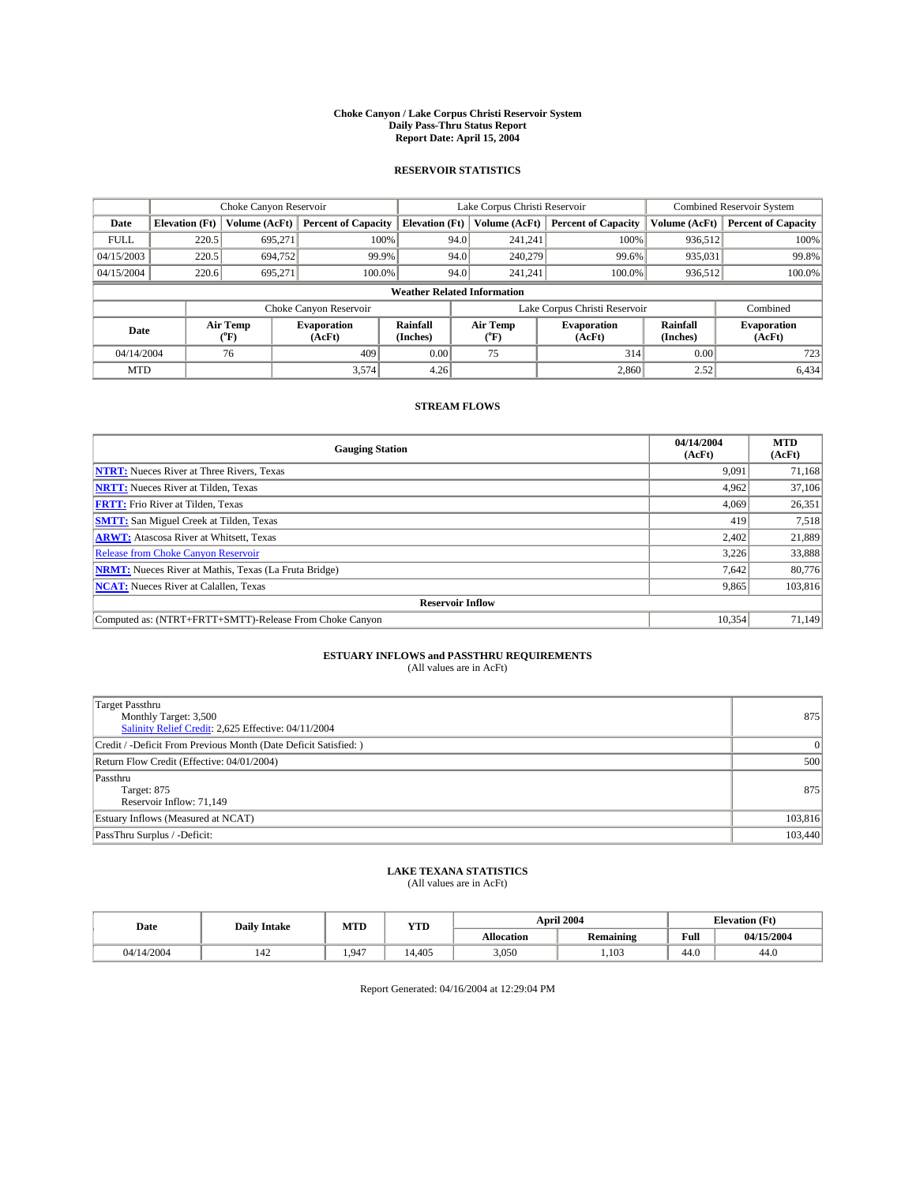# Choke Canyon / Lake Corpus Christi Reservoir System
## Daily Pass-Thru Status Report
### Report Date: April 15, 2004

## RESERVOIR STATISTICS

| | Choke Canyon Reservoir | | | Lake Corpus Christi Reservoir | | | Combined Reservoir System | |
|---|---|---|---|---|---|---|---|---|
| Date | Elevation (Ft) | Volume (AcFt) | Percent of Capacity | Elevation (Ft) | Volume (AcFt) | Percent of Capacity | Volume (AcFt) | Percent of Capacity |
| FULL | 220.5 | 695,271 | 100% | 94.0 | 241,241 | 100% | 936,512 | 100% |
| 04/15/2003 | 220.5 | 694,752 | 99.9% | 94.0 | 240,279 | 99.6% | 935,031 | 99.8% |
| 04/15/2004 | 220.6 | 695,271 | 100.0% | 94.0 | 241,241 | 100.0% | 936,512 | 100.0% |

**Weather Related Information**

| | Choke Canyon Reservoir | | | Lake Corpus Christi Reservoir | | | Combined |
|---|---|---|---|---|---|---|---|
| Date | Air Temp (°F) | Evaporation (AcFt) | Rainfall (Inches) | Air Temp (°F) | Evaporation (AcFt) | Rainfall (Inches) | Evaporation (AcFt) |
| 04/14/2004 | 76 | 409 | 0.00 | 75 | 314 | 0.00 | 723 |
| MTD | | 3,574 | 4.26 | | 2,860 | 2.52 | 6,434 |

## STREAM FLOWS

| Gauging Station | 04/14/2004 (AcFt) | MTD (AcFt) |
|---|---|---|
| NTRT: Nueces River at Three Rivers, Texas | 9,091 | 71,168 |
| NRTT: Nueces River at Tilden, Texas | 4,962 | 37,106 |
| FRTT: Frio River at Tilden, Texas | 4,069 | 26,351 |
| SMTT: San Miguel Creek at Tilden, Texas | 419 | 7,518 |
| ARWT: Atascosa River at Whitsett, Texas | 2,402 | 21,889 |
| Release from Choke Canyon Reservoir | 3,226 | 33,888 |
| NRMT: Nueces River at Mathis, Texas (La Fruta Bridge) | 7,642 | 80,776 |
| NCAT: Nueces River at Calallen, Texas | 9,865 | 103,816 |
| **Reservoir Inflow** | | |
| Computed as: (NTRT+FRTT+SMTT)-Release From Choke Canyon | 10,354 | 71,149 |

## ESTUARY INFLOWS and PASSTHRU REQUIREMENTS
(All values are in AcFt)

| | |
|---|---|
| Target Passthru<br>Monthly Target: 3,500<br>Salinity Relief Credit: 2,625 Effective: 04/11/2004 | 875 |
| Credit / -Deficit From Previous Month (Date Deficit Satisfied: ) | 0 |
| Return Flow Credit (Effective: 04/01/2004) | 500 |
| Passthru<br>Target: 875<br>Reservoir Inflow: 71,149 | 875 |
| Estuary Inflows (Measured at NCAT) | 103,816 |
| PassThru Surplus / -Deficit: | 103,440 |

## LAKE TEXANA STATISTICS
(All values are in AcFt)

| Date | Daily Intake | MTD | YTD | April 2004 | | Elevation (Ft) | |
|---|---|---|---|---|---|---|---|
| | | | | Allocation | Remaining | Full | 04/15/2004 |
| 04/14/2004 | 142 | 1,947 | 14,405 | 3,050 | 1,103 | 44.0 | 44.0 |

Report Generated: 04/16/2004 at 12:29:04 PM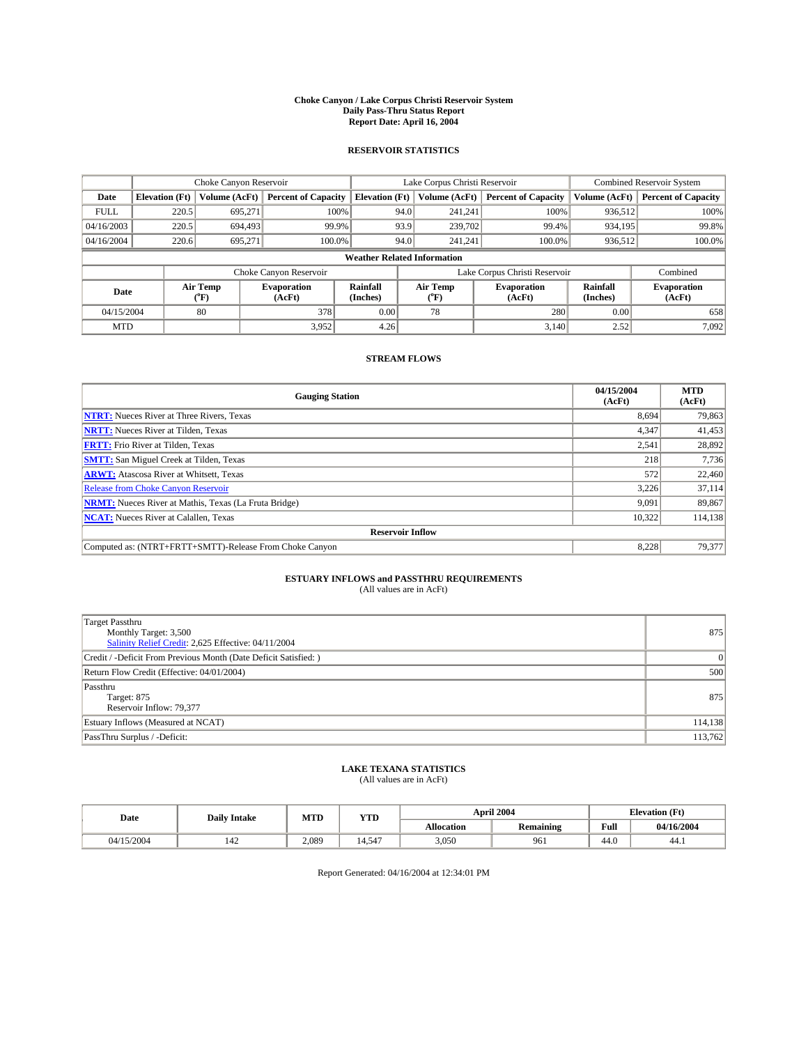# Choke Canyon / Lake Corpus Christi Reservoir System
## Daily Pass-Thru Status Report
### Report Date: April 16, 2004

## RESERVOIR STATISTICS

| | Choke Canyon Reservoir | | | Lake Corpus Christi Reservoir | | | Combined Reservoir System | |
|---|---|---|---|---|---|---|---|---|
| Date | Elevation (Ft) | Volume (AcFt) | Percent of Capacity | Elevation (Ft) | Volume (AcFt) | Percent of Capacity | Volume (AcFt) | Percent of Capacity |
| FULL | 220.5 | 695,271 | 100% | 94.0 | 241,241 | 100% | 936,512 | 100% |
| 04/16/2003 | 220.5 | 694,493 | 99.9% | 93.9 | 239,702 | 99.4% | 934,195 | 99.8% |
| 04/16/2004 | 220.6 | 695,271 | 100.0% | 94.0 | 241,241 | 100.0% | 936,512 | 100.0% |

**Weather Related Information**

| | Choke Canyon Reservoir | | | Lake Corpus Christi Reservoir | | | Combined |
|---|---|---|---|---|---|---|---|
| Date | Air Temp (°F) | Evaporation (AcFt) | Rainfall (Inches) | Air Temp (°F) | Evaporation (AcFt) | Rainfall (Inches) | Evaporation (AcFt) |
| 04/15/2004 | 80 | 378 | 0.00 | 78 | 280 | 0.00 | 658 |
| MTD | | 3,952 | 4.26 | | 3,140 | 2.52 | 7,092 |

## STREAM FLOWS

| Gauging Station | 04/15/2004 (AcFt) | MTD (AcFt) |
|---|---|---|
| **NTRT:** Nueces River at Three Rivers, Texas | 8,694 | 79,863 |
| **NRTT:** Nueces River at Tilden, Texas | 4,347 | 41,453 |
| **FRTT:** Frio River at Tilden, Texas | 2,541 | 28,892 |
| **SMTT:** San Miguel Creek at Tilden, Texas | 218 | 7,736 |
| **ARWT:** Atascosa River at Whitsett, Texas | 572 | 22,460 |
| Release from Choke Canyon Reservoir | 3,226 | 37,114 |
| **NRMT:** Nueces River at Mathis, Texas (La Fruta Bridge) | 9,091 | 89,867 |
| **NCAT:** Nueces River at Calallen, Texas | 10,322 | 114,138 |
| **Reservoir Inflow** | | |
| Computed as: (NTRT+FRTT+SMTT)-Release From Choke Canyon | 8,228 | 79,377 |

## ESTUARY INFLOWS and PASSTHRU REQUIREMENTS
(All values are in AcFt)

| | |
|---|---|
| Target Passthru<br>Monthly Target: 3,500<br>Salinity Relief Credit: 2,625 Effective: 04/11/2004 | 875 |
| Credit / -Deficit From Previous Month (Date Deficit Satisfied: ) | 0 |
| Return Flow Credit (Effective: 04/01/2004) | 500 |
| Passthru<br>Target: 875<br>Reservoir Inflow: 79,377 | 875 |
| Estuary Inflows (Measured at NCAT) | 114,138 |
| PassThru Surplus / -Deficit: | 113,762 |

## LAKE TEXANA STATISTICS
(All values are in AcFt)

| Date | Daily Intake | MTD | YTD | April 2004 | | Elevation (Ft) | |
|---|---|---|---|---|---|---|---|
| | | | | Allocation | Remaining | Full | 04/16/2004 |
| 04/15/2004 | 142 | 2,089 | 14,547 | 3,050 | 961 | 44.0 | 44.1 |

Report Generated: 04/16/2004 at 12:34:01 PM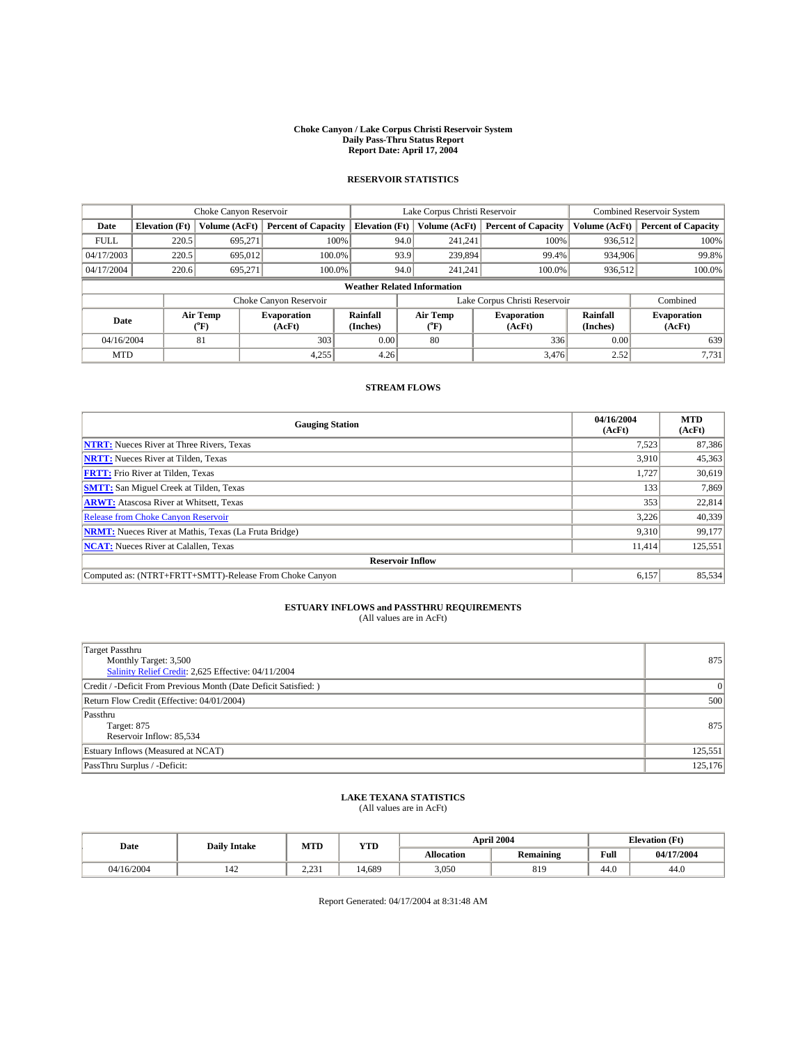**Choke Canyon / Lake Corpus Christi Reservoir System**
**Daily Pass-Thru Status Report**
**Report Date: April 17, 2004**

## RESERVOIR STATISTICS

| | Choke Canyon Reservoir | | | Lake Corpus Christi Reservoir | | | Combined Reservoir System | |
|---|---|---|---|---|---|---|---|---|
| **Date** | **Elevation (Ft)** | **Volume (AcFt)** | **Percent of Capacity** | **Elevation (Ft)** | **Volume (AcFt)** | **Percent of Capacity** | **Volume (AcFt)** | **Percent of Capacity** |
| FULL | 220.5 | 695,271 | 100% | 94.0 | 241,241 | 100% | 936,512 | 100% |
| 04/17/2003 | 220.5 | 695,012 | 100.0% | 93.9 | 239,894 | 99.4% | 934,906 | 99.8% |
| 04/17/2004 | 220.6 | 695,271 | 100.0% | 94.0 | 241,241 | 100.0% | 936,512 | 100.0% |

**Weather Related Information**

| | Choke Canyon Reservoir | | | Lake Corpus Christi Reservoir | | | Combined |
|---|---|---|---|---|---|---|---|
| **Date** | **Air Temp (°F)** | **Evaporation (AcFt)** | **Rainfall (Inches)** | **Air Temp (°F)** | **Evaporation (AcFt)** | **Rainfall (Inches)** | **Evaporation (AcFt)** |
| 04/16/2004 | 81 | 303 | 0.00 | 80 | 336 | 0.00 | 639 |
| MTD | | 4,255 | 4.26 | | 3,476 | 2.52 | 7,731 |

## STREAM FLOWS

| Gauging Station | 04/16/2004 (AcFt) | MTD (AcFt) |
|---|---|---|
| **NTRT:** Nueces River at Three Rivers, Texas | 7,523 | 87,386 |
| **NRTT:** Nueces River at Tilden, Texas | 3,910 | 45,363 |
| **FRTT:** Frio River at Tilden, Texas | 1,727 | 30,619 |
| **SMTT:** San Miguel Creek at Tilden, Texas | 133 | 7,869 |
| **ARWT:** Atascosa River at Whitsett, Texas | 353 | 22,814 |
| Release from Choke Canyon Reservoir | 3,226 | 40,339 |
| **NRMT:** Nueces River at Mathis, Texas (La Fruta Bridge) | 9,310 | 99,177 |
| **NCAT:** Nueces River at Calallen, Texas | 11,414 | 125,551 |
| **Reservoir Inflow** | | |
| Computed as: (NTRT+FRTT+SMTT)-Release From Choke Canyon | 6,157 | 85,534 |

## ESTUARY INFLOWS and PASSTHRU REQUIREMENTS
(All values are in AcFt)

| | |
|---|---|
| Target Passthru<br>Monthly Target: 3,500<br>Salinity Relief Credit: 2,625 Effective: 04/11/2004 | 875 |
| Credit / -Deficit From Previous Month (Date Deficit Satisfied: ) | 0 |
| Return Flow Credit (Effective: 04/01/2004) | 500 |
| Passthru<br>Target: 875<br>Reservoir Inflow: 85,534 | 875 |
| Estuary Inflows (Measured at NCAT) | 125,551 |
| PassThru Surplus / -Deficit: | 125,176 |

## LAKE TEXANA STATISTICS
(All values are in AcFt)

| Date | Daily Intake | MTD | YTD | April 2004 | | Elevation (Ft) | |
|---|---|---|---|---|---|---|---|
| | | | | **Allocation** | **Remaining** | **Full** | **04/17/2004** |
| 04/16/2004 | 142 | 2,231 | 14,689 | 3,050 | 819 | 44.0 | 44.0 |

Report Generated: 04/17/2004 at 8:31:48 AM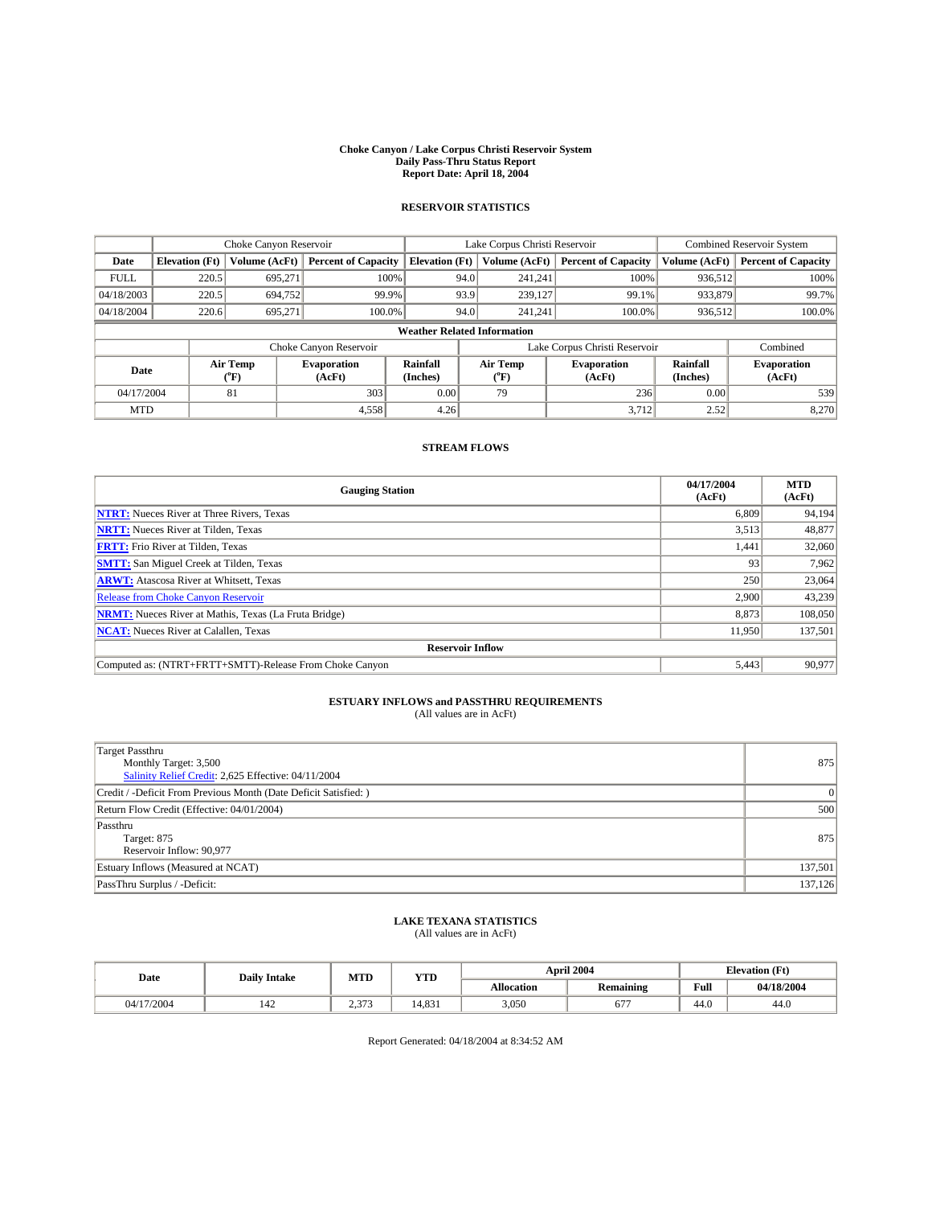# Choke Canyon / Lake Corpus Christi Reservoir System
## Daily Pass-Thru Status Report
## Report Date: April 18, 2004

### RESERVOIR STATISTICS

| | Choke Canyon Reservoir | | | Lake Corpus Christi Reservoir | | | Combined Reservoir System | |
|---|---|---|---|---|---|---|---|---|
| Date | Elevation (Ft) | Volume (AcFt) | Percent of Capacity | Elevation (Ft) | Volume (AcFt) | Percent of Capacity | Volume (AcFt) | Percent of Capacity |
| FULL | 220.5 | 695,271 | 100% | 94.0 | 241,241 | 100% | 936,512 | 100% |
| 04/18/2003 | 220.5 | 694,752 | 99.9% | 93.9 | 239,127 | 99.1% | 933,879 | 99.7% |
| 04/18/2004 | 220.6 | 695,271 | 100.0% | 94.0 | 241,241 | 100.0% | 936,512 | 100.0% |

**Weather Related Information**

| | Choke Canyon Reservoir | | | Lake Corpus Christi Reservoir | | | Combined |
|---|---|---|---|---|---|---|---|
| Date | Air Temp (°F) | Evaporation (AcFt) | Rainfall (Inches) | Air Temp (°F) | Evaporation (AcFt) | Rainfall (Inches) | Evaporation (AcFt) |
| 04/17/2004 | 81 | 303 | 0.00 | 79 | 236 | 0.00 | 539 |
| MTD | | 4,558 | 4.26 | | 3,712 | 2.52 | 8,270 |

### STREAM FLOWS

| Gauging Station | 04/17/2004 (AcFt) | MTD (AcFt) |
|---|---|---|
| NTRT: Nueces River at Three Rivers, Texas | 6,809 | 94,194 |
| NRTT: Nueces River at Tilden, Texas | 3,513 | 48,877 |
| FRTT: Frio River at Tilden, Texas | 1,441 | 32,060 |
| SMTT: San Miguel Creek at Tilden, Texas | 93 | 7,962 |
| ARWT: Atascosa River at Whitsett, Texas | 250 | 23,064 |
| Release from Choke Canyon Reservoir | 2,900 | 43,239 |
| NRMT: Nueces River at Mathis, Texas (La Fruta Bridge) | 8,873 | 108,050 |
| NCAT: Nueces River at Calallen, Texas | 11,950 | 137,501 |
| **Reservoir Inflow** | | |
| Computed as: (NTRT+FRTT+SMTT)-Release From Choke Canyon | 5,443 | 90,977 |

### ESTUARY INFLOWS and PASSTHRU REQUIREMENTS
(All values are in AcFt)

| | |
|---|---|
| Target Passthru<br>Monthly Target: 3,500<br>Salinity Relief Credit: 2,625 Effective: 04/11/2004 | 875 |
| Credit / -Deficit From Previous Month (Date Deficit Satisfied: ) | 0 |
| Return Flow Credit (Effective: 04/01/2004) | 500 |
| Passthru<br>Target: 875<br>Reservoir Inflow: 90,977 | 875 |
| Estuary Inflows (Measured at NCAT) | 137,501 |
| PassThru Surplus / -Deficit: | 137,126 |

### LAKE TEXANA STATISTICS
(All values are in AcFt)

| Date | Daily Intake | MTD | YTD | April 2004 | | Elevation (Ft) | |
|---|---|---|---|---|---|---|---|
| | | | | Allocation | Remaining | Full | 04/18/2004 |
| 04/17/2004 | 142 | 2,373 | 14,831 | 3,050 | 677 | 44.0 | 44.0 |

Report Generated: 04/18/2004 at 8:34:52 AM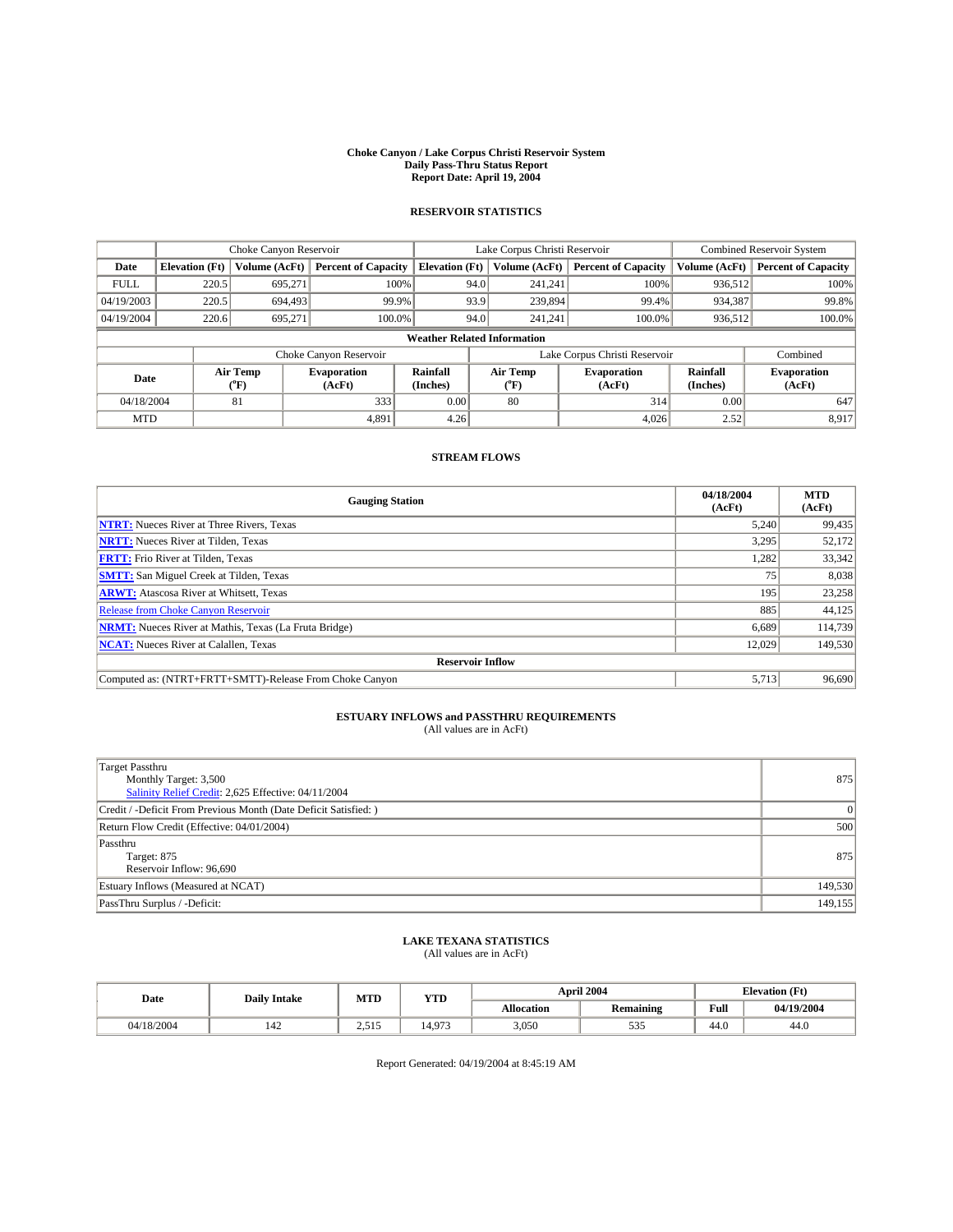# Choke Canyon / Lake Corpus Christi Reservoir System
## Daily Pass-Thru Status Report
## Report Date: April 19, 2004

### RESERVOIR STATISTICS

| | Choke Canyon Reservoir | | | Lake Corpus Christi Reservoir | | | Combined Reservoir System | |
|---|---|---|---|---|---|---|---|---|
| Date | Elevation (Ft) | Volume (AcFt) | Percent of Capacity | Elevation (Ft) | Volume (AcFt) | Percent of Capacity | Volume (AcFt) | Percent of Capacity |
| FULL | 220.5 | 695,271 | 100% | 94.0 | 241,241 | 100% | 936,512 | 100% |
| 04/19/2003 | 220.5 | 694,493 | 99.9% | 93.9 | 239,894 | 99.4% | 934,387 | 99.8% |
| 04/19/2004 | 220.6 | 695,271 | 100.0% | 94.0 | 241,241 | 100.0% | 936,512 | 100.0% |

**Weather Related Information**

| | Choke Canyon Reservoir | | | Lake Corpus Christi Reservoir | | | Combined |
|---|---|---|---|---|---|---|---|
| Date | Air Temp (°F) | Evaporation (AcFt) | Rainfall (Inches) | Air Temp (°F) | Evaporation (AcFt) | Rainfall (Inches) | Evaporation (AcFt) |
| 04/18/2004 | 81 | 333 | 0.00 | 80 | 314 | 0.00 | 647 |
| MTD | | 4,891 | 4.26 | | 4,026 | 2.52 | 8,917 |

### STREAM FLOWS

| Gauging Station | 04/18/2004 (AcFt) | MTD (AcFt) |
|---|---|---|
| NTRT: Nueces River at Three Rivers, Texas | 5,240 | 99,435 |
| NRTT: Nueces River at Tilden, Texas | 3,295 | 52,172 |
| FRTT: Frio River at Tilden, Texas | 1,282 | 33,342 |
| SMTT: San Miguel Creek at Tilden, Texas | 75 | 8,038 |
| ARWT: Atascosa River at Whitsett, Texas | 195 | 23,258 |
| Release from Choke Canyon Reservoir | 885 | 44,125 |
| NRMT: Nueces River at Mathis, Texas (La Fruta Bridge) | 6,689 | 114,739 |
| NCAT: Nueces River at Calallen, Texas | 12,029 | 149,530 |
| **Reservoir Inflow** | | |
| Computed as: (NTRT+FRTT+SMTT)-Release From Choke Canyon | 5,713 | 96,690 |

### ESTUARY INFLOWS and PASSTHRU REQUIREMENTS
(All values are in AcFt)

| | |
|---|---|
| Target Passthru<br>Monthly Target: 3,500<br>Salinity Relief Credit: 2,625 Effective: 04/11/2004 | 875 |
| Credit / -Deficit From Previous Month (Date Deficit Satisfied: ) | 0 |
| Return Flow Credit (Effective: 04/01/2004) | 500 |
| Passthru<br>Target: 875<br>Reservoir Inflow: 96,690 | 875 |
| Estuary Inflows (Measured at NCAT) | 149,530 |
| PassThru Surplus / -Deficit: | 149,155 |

### LAKE TEXANA STATISTICS
(All values are in AcFt)

| Date | Daily Intake | MTD | YTD | April 2004 | | Elevation (Ft) | |
|---|---|---|---|---|---|---|---|
| | | | | Allocation | Remaining | Full | 04/19/2004 |
| 04/18/2004 | 142 | 2,515 | 14,973 | 3,050 | 535 | 44.0 | 44.0 |

Report Generated: 04/19/2004 at 8:45:19 AM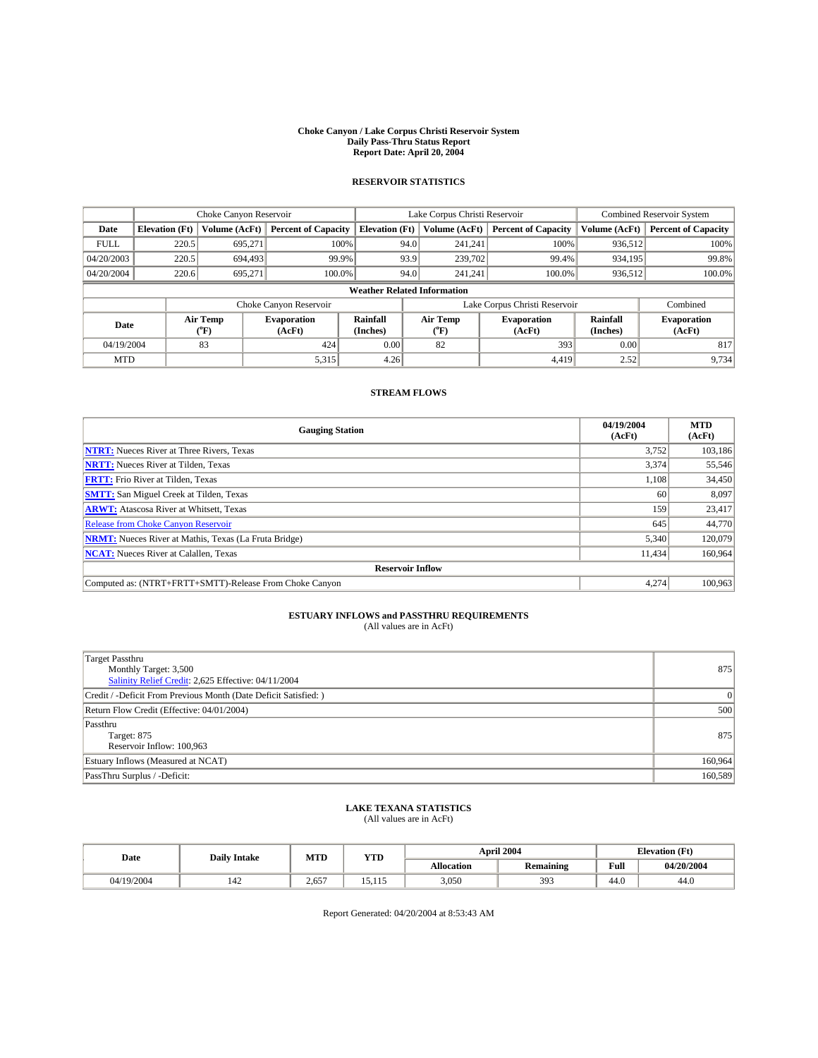# Choke Canyon / Lake Corpus Christi Reservoir System
## Daily Pass-Thru Status Report
## Report Date: April 20, 2004

### RESERVOIR STATISTICS

| | Choke Canyon Reservoir | | | Lake Corpus Christi Reservoir | | | Combined Reservoir System | |
|---|---|---|---|---|---|---|---|---|
| Date | Elevation (Ft) | Volume (AcFt) | Percent of Capacity | Elevation (Ft) | Volume (AcFt) | Percent of Capacity | Volume (AcFt) | Percent of Capacity |
| FULL | 220.5 | 695,271 | 100% | 94.0 | 241,241 | 100% | 936,512 | 100% |
| 04/20/2003 | 220.5 | 694,493 | 99.9% | 93.9 | 239,702 | 99.4% | 934,195 | 99.8% |
| 04/20/2004 | 220.6 | 695,271 | 100.0% | 94.0 | 241,241 | 100.0% | 936,512 | 100.0% |

**Weather Related Information**

| | Choke Canyon Reservoir | | | Lake Corpus Christi Reservoir | | | Combined |
|---|---|---|---|---|---|---|---|
| Date | Air Temp (°F) | Evaporation (AcFt) | Rainfall (Inches) | Air Temp (°F) | Evaporation (AcFt) | Rainfall (Inches) | Evaporation (AcFt) |
| 04/19/2004 | 83 | 424 | 0.00 | 82 | 393 | 0.00 | 817 |
| MTD | | 5,315 | 4.26 | | 4,419 | 2.52 | 9,734 |

### STREAM FLOWS

| Gauging Station | 04/19/2004 (AcFt) | MTD (AcFt) |
|---|---|---|
| NTRT: Nueces River at Three Rivers, Texas | 3,752 | 103,186 |
| NRTT: Nueces River at Tilden, Texas | 3,374 | 55,546 |
| FRTT: Frio River at Tilden, Texas | 1,108 | 34,450 |
| SMTT: San Miguel Creek at Tilden, Texas | 60 | 8,097 |
| ARWT: Atascosa River at Whitsett, Texas | 159 | 23,417 |
| Release from Choke Canyon Reservoir | 645 | 44,770 |
| NRMT: Nueces River at Mathis, Texas (La Fruta Bridge) | 5,340 | 120,079 |
| NCAT: Nueces River at Calallen, Texas | 11,434 | 160,964 |
| **Reservoir Inflow** | | |
| Computed as: (NTRT+FRTT+SMTT)-Release From Choke Canyon | 4,274 | 100,963 |

### ESTUARY INFLOWS and PASSTHRU REQUIREMENTS
(All values are in AcFt)

| | |
|---|---|
| Target Passthru<br>Monthly Target: 3,500<br>Salinity Relief Credit: 2,625 Effective: 04/11/2004 | 875 |
| Credit / -Deficit From Previous Month (Date Deficit Satisfied: ) | 0 |
| Return Flow Credit (Effective: 04/01/2004) | 500 |
| Passthru<br>Target: 875<br>Reservoir Inflow: 100,963 | 875 |
| Estuary Inflows (Measured at NCAT) | 160,964 |
| PassThru Surplus / -Deficit: | 160,589 |

### LAKE TEXANA STATISTICS
(All values are in AcFt)

| Date | Daily Intake | MTD | YTD | April 2004 | | Elevation (Ft) | |
|---|---|---|---|---|---|---|---|
| | | | | Allocation | Remaining | Full | 04/20/2004 |
| 04/19/2004 | 142 | 2,657 | 15,115 | 3,050 | 393 | 44.0 | 44.0 |

Report Generated: 04/20/2004 at 8:53:43 AM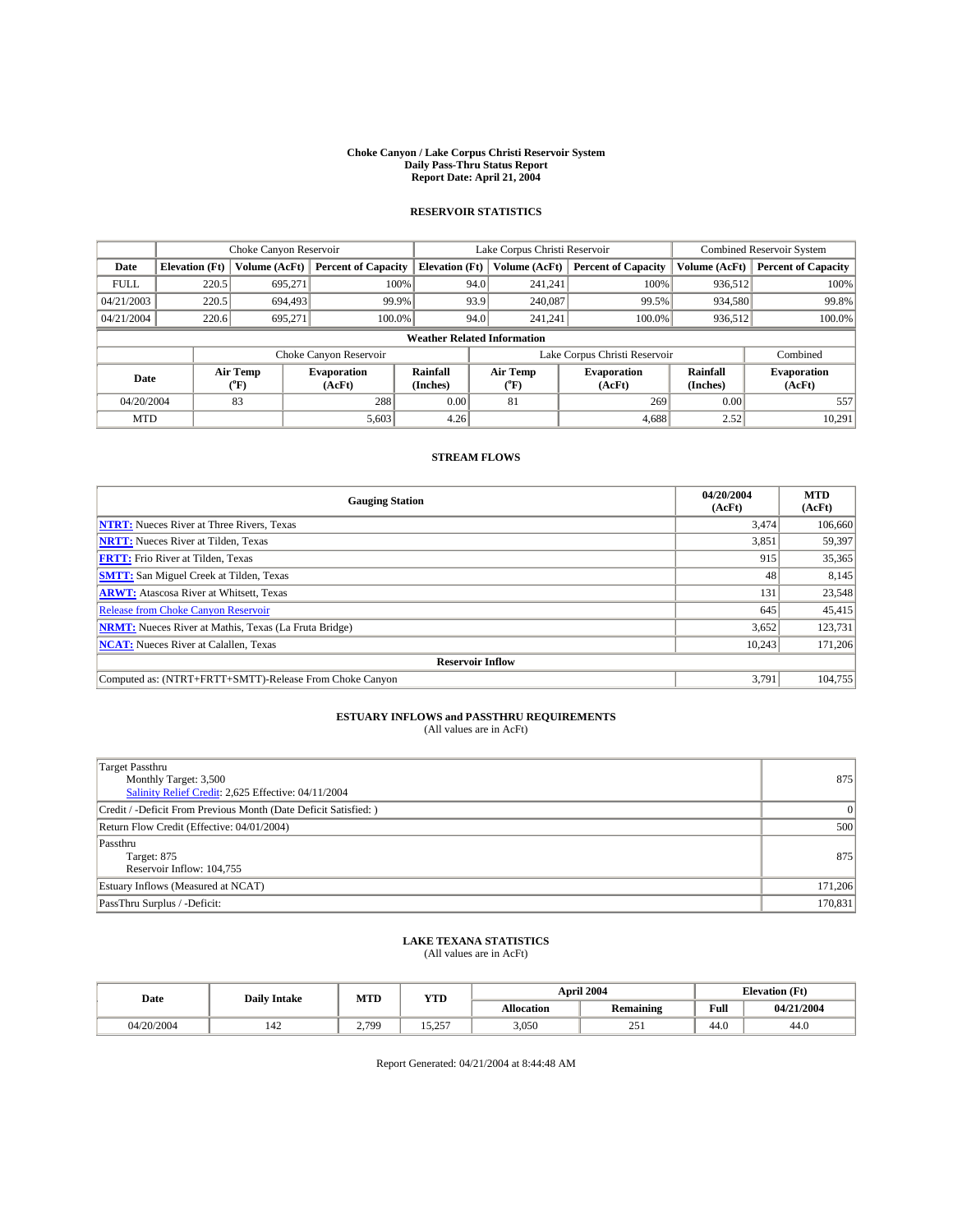# Choke Canyon / Lake Corpus Christi Reservoir System
## Daily Pass-Thru Status Report
## Report Date: April 21, 2004

### RESERVOIR STATISTICS

| | Choke Canyon Reservoir | | | Lake Corpus Christi Reservoir | | | Combined Reservoir System | |
|---|---|---|---|---|---|---|---|---|
| Date | Elevation (Ft) | Volume (AcFt) | Percent of Capacity | Elevation (Ft) | Volume (AcFt) | Percent of Capacity | Volume (AcFt) | Percent of Capacity |
| FULL | 220.5 | 695,271 | 100% | 94.0 | 241,241 | 100% | 936,512 | 100% |
| 04/21/2003 | 220.5 | 694,493 | 99.9% | 93.9 | 240,087 | 99.5% | 934,580 | 99.8% |
| 04/21/2004 | 220.6 | 695,271 | 100.0% | 94.0 | 241,241 | 100.0% | 936,512 | 100.0% |

**Weather Related Information**

| | Choke Canyon Reservoir | | | Lake Corpus Christi Reservoir | | | Combined |
|---|---|---|---|---|---|---|---|
| Date | Air Temp (°F) | Evaporation (AcFt) | Rainfall (Inches) | Air Temp (°F) | Evaporation (AcFt) | Rainfall (Inches) | Evaporation (AcFt) |
| 04/20/2004 | 83 | 288 | 0.00 | 81 | 269 | 0.00 | 557 |
| MTD | | 5,603 | 4.26 | | 4,688 | 2.52 | 10,291 |

### STREAM FLOWS

| Gauging Station | 04/20/2004 (AcFt) | MTD (AcFt) |
|---|---|---|
| NTRT: Nueces River at Three Rivers, Texas | 3,474 | 106,660 |
| NRTT: Nueces River at Tilden, Texas | 3,851 | 59,397 |
| FRTT: Frio River at Tilden, Texas | 915 | 35,365 |
| SMTT: San Miguel Creek at Tilden, Texas | 48 | 8,145 |
| ARWT: Atascosa River at Whitsett, Texas | 131 | 23,548 |
| Release from Choke Canyon Reservoir | 645 | 45,415 |
| NRMT: Nueces River at Mathis, Texas (La Fruta Bridge) | 3,652 | 123,731 |
| NCAT: Nueces River at Calallen, Texas | 10,243 | 171,206 |
| **Reservoir Inflow** | | |
| Computed as: (NTRT+FRTT+SMTT)-Release From Choke Canyon | 3,791 | 104,755 |

### ESTUARY INFLOWS and PASSTHRU REQUIREMENTS
(All values are in AcFt)

| | |
|---|---|
| Target Passthru<br>Monthly Target: 3,500<br>Salinity Relief Credit: 2,625 Effective: 04/11/2004 | 875 |
| Credit / -Deficit From Previous Month (Date Deficit Satisfied: ) | 0 |
| Return Flow Credit (Effective: 04/01/2004) | 500 |
| Passthru<br>Target: 875<br>Reservoir Inflow: 104,755 | 875 |
| Estuary Inflows (Measured at NCAT) | 171,206 |
| PassThru Surplus / -Deficit: | 170,831 |

### LAKE TEXANA STATISTICS
(All values are in AcFt)

| Date | Daily Intake | MTD | YTD | April 2004 | | Elevation (Ft) | |
|---|---|---|---|---|---|---|---|
| | | | | Allocation | Remaining | Full | 04/21/2004 |
| 04/20/2004 | 142 | 2,799 | 15,257 | 3,050 | 251 | 44.0 | 44.0 |

Report Generated: 04/21/2004 at 8:44:48 AM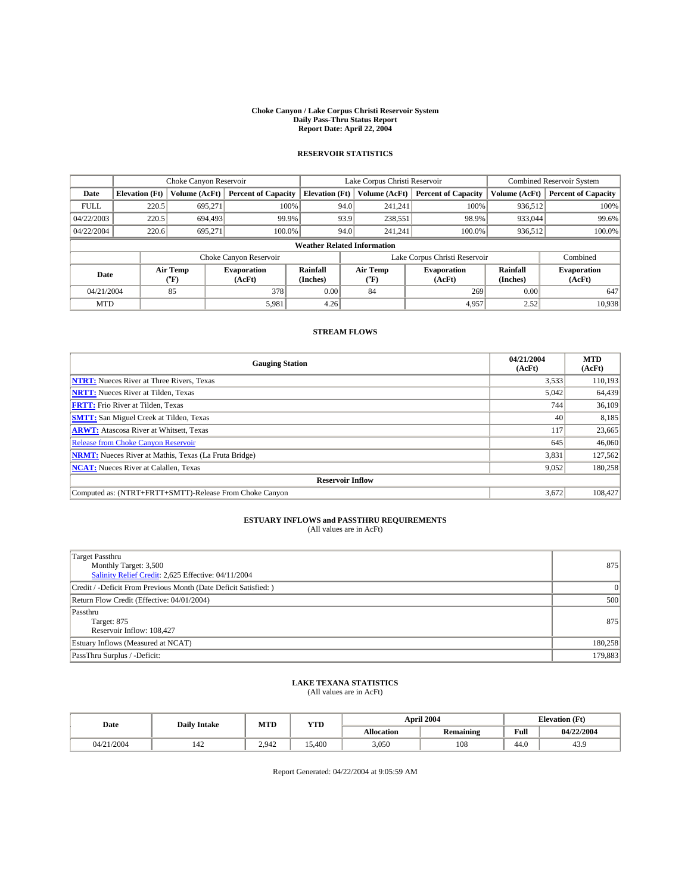# Choke Canyon / Lake Corpus Christi Reservoir System
## Daily Pass-Thru Status Report
## Report Date: April 22, 2004

### RESERVOIR STATISTICS

| | Choke Canyon Reservoir | | | Lake Corpus Christi Reservoir | | | Combined Reservoir System | |
|---|---|---|---|---|---|---|---|---|
| Date | Elevation (Ft) | Volume (AcFt) | Percent of Capacity | Elevation (Ft) | Volume (AcFt) | Percent of Capacity | Volume (AcFt) | Percent of Capacity |
| FULL | 220.5 | 695,271 | 100% | 94.0 | 241,241 | 100% | 936,512 | 100% |
| 04/22/2003 | 220.5 | 694,493 | 99.9% | 93.9 | 238,551 | 98.9% | 933,044 | 99.6% |
| 04/22/2004 | 220.6 | 695,271 | 100.0% | 94.0 | 241,241 | 100.0% | 936,512 | 100.0% |

**Weather Related Information**

| | Choke Canyon Reservoir | | | Lake Corpus Christi Reservoir | | | Combined |
|---|---|---|---|---|---|---|---|
| Date | Air Temp (°F) | Evaporation (AcFt) | Rainfall (Inches) | Air Temp (°F) | Evaporation (AcFt) | Rainfall (Inches) | Evaporation (AcFt) |
| 04/21/2004 | 85 | 378 | 0.00 | 84 | 269 | 0.00 | 647 |
| MTD | | 5,981 | 4.26 | | 4,957 | 2.52 | 10,938 |

### STREAM FLOWS

| Gauging Station | 04/21/2004 (AcFt) | MTD (AcFt) |
|---|---|---|
| NTRT: Nueces River at Three Rivers, Texas | 3,533 | 110,193 |
| NRTT: Nueces River at Tilden, Texas | 5,042 | 64,439 |
| FRTT: Frio River at Tilden, Texas | 744 | 36,109 |
| SMTT: San Miguel Creek at Tilden, Texas | 40 | 8,185 |
| ARWT: Atascosa River at Whitsett, Texas | 117 | 23,665 |
| Release from Choke Canyon Reservoir | 645 | 46,060 |
| NRMT: Nueces River at Mathis, Texas (La Fruta Bridge) | 3,831 | 127,562 |
| NCAT: Nueces River at Calallen, Texas | 9,052 | 180,258 |
| **Reservoir Inflow** | | |
| Computed as: (NTRT+FRTT+SMTT)-Release From Choke Canyon | 3,672 | 108,427 |

### ESTUARY INFLOWS and PASSTHRU REQUIREMENTS
(All values are in AcFt)

| | |
|---|---|
| Target Passthru<br>Monthly Target: 3,500<br>Salinity Relief Credit: 2,625 Effective: 04/11/2004 | 875 |
| Credit / -Deficit From Previous Month (Date Deficit Satisfied: ) | 0 |
| Return Flow Credit (Effective: 04/01/2004) | 500 |
| Passthru<br>Target: 875<br>Reservoir Inflow: 108,427 | 875 |
| Estuary Inflows (Measured at NCAT) | 180,258 |
| PassThru Surplus / -Deficit: | 179,883 |

### LAKE TEXANA STATISTICS
(All values are in AcFt)

| Date | Daily Intake | MTD | YTD | April 2004 | | Elevation (Ft) | |
|---|---|---|---|---|---|---|---|
| | | | | Allocation | Remaining | Full | 04/22/2004 |
| 04/21/2004 | 142 | 2,942 | 15,400 | 3,050 | 108 | 44.0 | 43.9 |

Report Generated: 04/22/2004 at 9:05:59 AM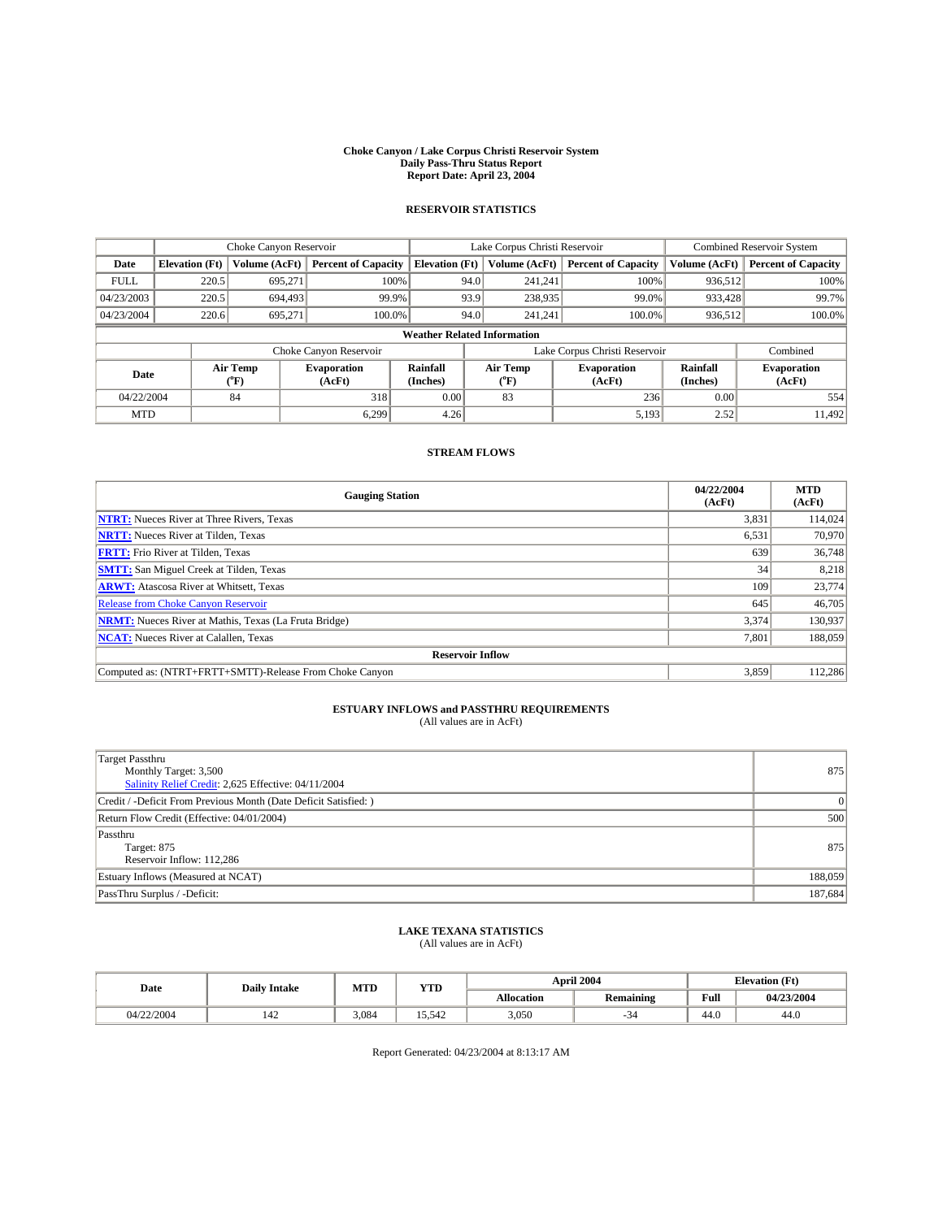# Choke Canyon / Lake Corpus Christi Reservoir System
## Daily Pass-Thru Status Report
### Report Date: April 23, 2004

## RESERVOIR STATISTICS

| | Choke Canyon Reservoir | | | Lake Corpus Christi Reservoir | | | Combined Reservoir System | |
|---|---|---|---|---|---|---|---|---|
| Date | Elevation (Ft) | Volume (AcFt) | Percent of Capacity | Elevation (Ft) | Volume (AcFt) | Percent of Capacity | Volume (AcFt) | Percent of Capacity |
| FULL | 220.5 | 695,271 | 100% | 94.0 | 241,241 | 100% | 936,512 | 100% |
| 04/23/2003 | 220.5 | 694,493 | 99.9% | 93.9 | 238,935 | 99.0% | 933,428 | 99.7% |
| 04/23/2004 | 220.6 | 695,271 | 100.0% | 94.0 | 241,241 | 100.0% | 936,512 | 100.0% |

**Weather Related Information**

| | Choke Canyon Reservoir | | | Lake Corpus Christi Reservoir | | | Combined |
|---|---|---|---|---|---|---|---|
| Date | Air Temp (°F) | Evaporation (AcFt) | Rainfall (Inches) | Air Temp (°F) | Evaporation (AcFt) | Rainfall (Inches) | Evaporation (AcFt) |
| 04/22/2004 | 84 | 318 | 0.00 | 83 | 236 | 0.00 | 554 |
| MTD | | 6,299 | 4.26 | | 5,193 | 2.52 | 11,492 |

## STREAM FLOWS

| Gauging Station | 04/22/2004 (AcFt) | MTD (AcFt) |
|---|---|---|
| **NTRT:** Nueces River at Three Rivers, Texas | 3,831 | 114,024 |
| **NRTT:** Nueces River at Tilden, Texas | 6,531 | 70,970 |
| **FRTT:** Frio River at Tilden, Texas | 639 | 36,748 |
| **SMTT:** San Miguel Creek at Tilden, Texas | 34 | 8,218 |
| **ARWT:** Atascosa River at Whitsett, Texas | 109 | 23,774 |
| Release from Choke Canyon Reservoir | 645 | 46,705 |
| **NRMT:** Nueces River at Mathis, Texas (La Fruta Bridge) | 3,374 | 130,937 |
| **NCAT:** Nueces River at Calallen, Texas | 7,801 | 188,059 |
| **Reservoir Inflow** | | |
| Computed as: (NTRT+FRTT+SMTT)-Release From Choke Canyon | 3,859 | 112,286 |

## ESTUARY INFLOWS and PASSTHRU REQUIREMENTS
(All values are in AcFt)

| | |
|---|---|
| Target Passthru<br>Monthly Target: 3,500<br>Salinity Relief Credit: 2,625 Effective: 04/11/2004 | 875 |
| Credit / -Deficit From Previous Month (Date Deficit Satisfied: ) | 0 |
| Return Flow Credit (Effective: 04/01/2004) | 500 |
| Passthru<br>Target: 875<br>Reservoir Inflow: 112,286 | 875 |
| Estuary Inflows (Measured at NCAT) | 188,059 |
| PassThru Surplus / -Deficit: | 187,684 |

## LAKE TEXANA STATISTICS
(All values are in AcFt)

| Date | Daily Intake | MTD | YTD | April 2004 | | Elevation (Ft) | |
|---|---|---|---|---|---|---|---|
| | | | | Allocation | Remaining | Full | 04/23/2004 |
| 04/22/2004 | 142 | 3,084 | 15,542 | 3,050 | -34 | 44.0 | 44.0 |

Report Generated: 04/23/2004 at 8:13:17 AM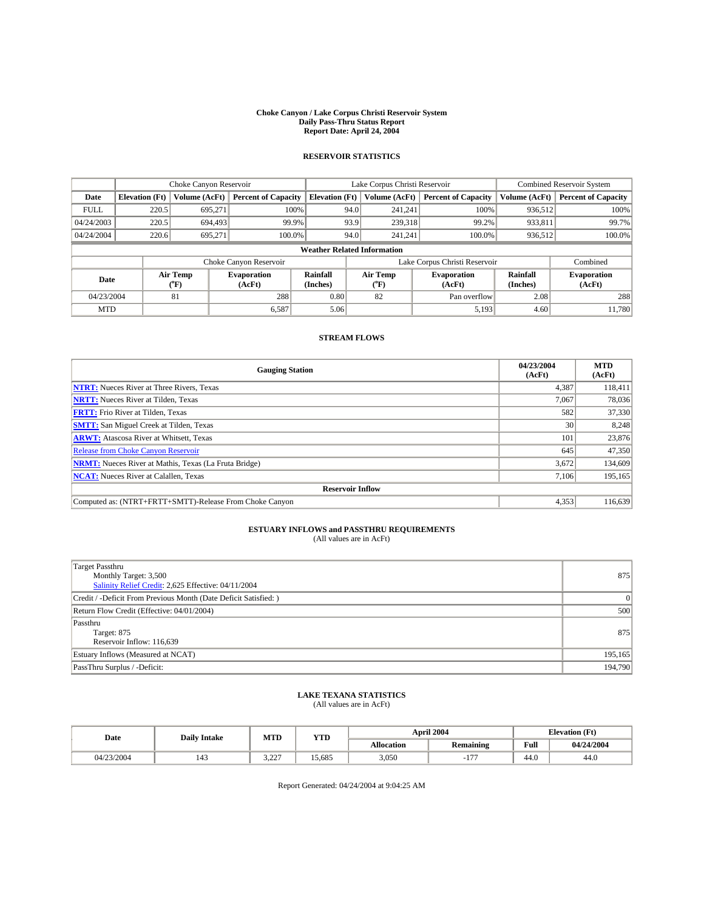# Choke Canyon / Lake Corpus Christi Reservoir System
## Daily Pass-Thru Status Report
### Report Date: April 24, 2004

## RESERVOIR STATISTICS

| | Choke Canyon Reservoir | | | Lake Corpus Christi Reservoir | | | Combined Reservoir System | |
|---|---|---|---|---|---|---|---|---|
| **Date** | **Elevation (Ft)** | **Volume (AcFt)** | **Percent of Capacity** | **Elevation (Ft)** | **Volume (AcFt)** | **Percent of Capacity** | **Volume (AcFt)** | **Percent of Capacity** |
| FULL | 220.5 | 695,271 | 100% | 94.0 | 241,241 | 100% | 936,512 | 100% |
| 04/24/2003 | 220.5 | 694,493 | 99.9% | 93.9 | 239,318 | 99.2% | 933,811 | 99.7% |
| 04/24/2004 | 220.6 | 695,271 | 100.0% | 94.0 | 241,241 | 100.0% | 936,512 | 100.0% |

**Weather Related Information**

| | Choke Canyon Reservoir | | | Lake Corpus Christi Reservoir | | | Combined |
|---|---|---|---|---|---|---|---|
| **Date** | **Air Temp (°F)** | **Evaporation (AcFt)** | **Rainfall (Inches)** | **Air Temp (°F)** | **Evaporation (AcFt)** | **Rainfall (Inches)** | **Evaporation (AcFt)** |
| 04/23/2004 | 81 | 288 | 0.80 | 82 | Pan overflow | 2.08 | 288 |
| MTD | | 6,587 | 5.06 | | 5,193 | 4.60 | 11,780 |

## STREAM FLOWS

| Gauging Station | 04/23/2004 (AcFt) | MTD (AcFt) |
|---|---|---|
| **NTRT:** Nueces River at Three Rivers, Texas | 4,387 | 118,411 |
| **NRTT:** Nueces River at Tilden, Texas | 7,067 | 78,036 |
| **FRTT:** Frio River at Tilden, Texas | 582 | 37,330 |
| **SMTT:** San Miguel Creek at Tilden, Texas | 30 | 8,248 |
| **ARWT:** Atascosa River at Whitsett, Texas | 101 | 23,876 |
| Release from Choke Canyon Reservoir | 645 | 47,350 |
| **NRMT:** Nueces River at Mathis, Texas (La Fruta Bridge) | 3,672 | 134,609 |
| **NCAT:** Nueces River at Calallen, Texas | 7,106 | 195,165 |
| **Reservoir Inflow** | | |
| Computed as: (NTRT+FRTT+SMTT)-Release From Choke Canyon | 4,353 | 116,639 |

## ESTUARY INFLOWS and PASSTHRU REQUIREMENTS
(All values are in AcFt)

| | |
|---|---|
| Target Passthru<br>Monthly Target: 3,500<br>Salinity Relief Credit: 2,625 Effective: 04/11/2004 | 875 |
| Credit / -Deficit From Previous Month (Date Deficit Satisfied: ) | 0 |
| Return Flow Credit (Effective: 04/01/2004) | 500 |
| Passthru<br>Target: 875<br>Reservoir Inflow: 116,639 | 875 |
| Estuary Inflows (Measured at NCAT) | 195,165 |
| PassThru Surplus / -Deficit: | 194,790 |

## LAKE TEXANA STATISTICS
(All values are in AcFt)

| Date | Daily Intake | MTD | YTD | April 2004 | | Elevation (Ft) | |
|---|---|---|---|---|---|---|---|
| | | | | **Allocation** | **Remaining** | **Full** | **04/24/2004** |
| 04/23/2004 | 143 | 3,227 | 15,685 | 3,050 | -177 | 44.0 | 44.0 |

Report Generated: 04/24/2004 at 9:04:25 AM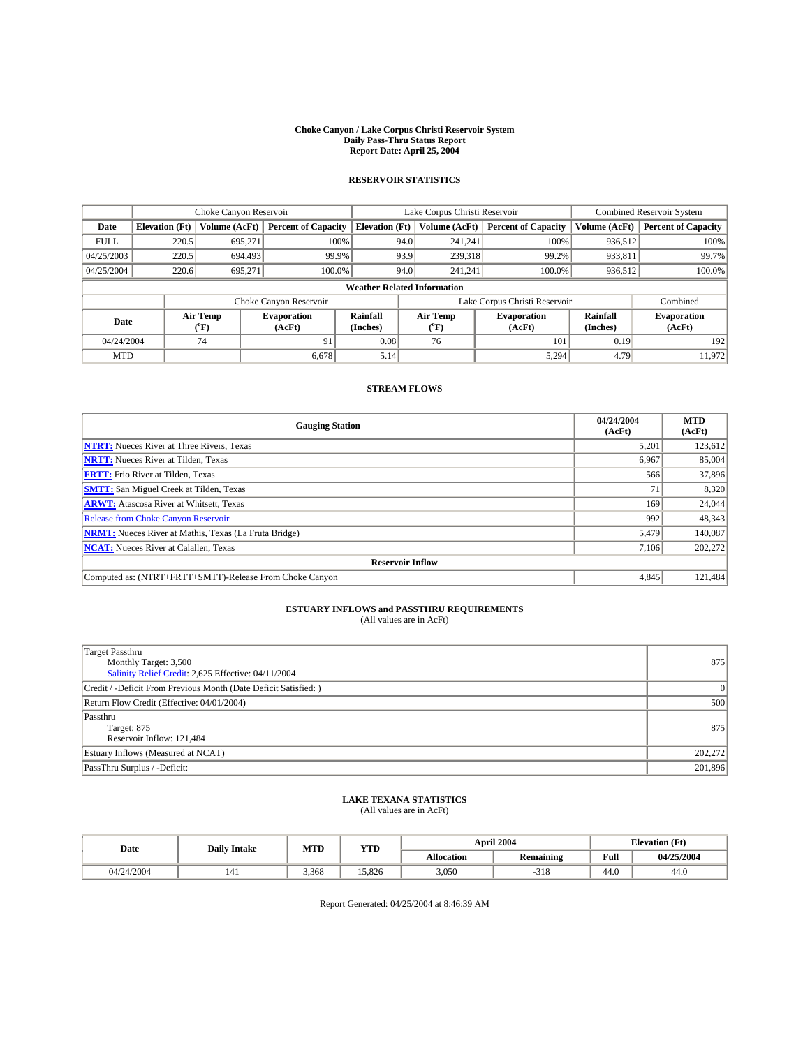# Choke Canyon / Lake Corpus Christi Reservoir System
## Daily Pass-Thru Status Report
## Report Date: April 25, 2004

### RESERVOIR STATISTICS

| | Choke Canyon Reservoir | | | Lake Corpus Christi Reservoir | | | Combined Reservoir System | |
|---|---|---|---|---|---|---|---|---|
| Date | Elevation (Ft) | Volume (AcFt) | Percent of Capacity | Elevation (Ft) | Volume (AcFt) | Percent of Capacity | Volume (AcFt) | Percent of Capacity |
| FULL | 220.5 | 695,271 | 100% | 94.0 | 241,241 | 100% | 936,512 | 100% |
| 04/25/2003 | 220.5 | 694,493 | 99.9% | 93.9 | 239,318 | 99.2% | 933,811 | 99.7% |
| 04/25/2004 | 220.6 | 695,271 | 100.0% | 94.0 | 241,241 | 100.0% | 936,512 | 100.0% |

**Weather Related Information**

| | Choke Canyon Reservoir | | | Lake Corpus Christi Reservoir | | | Combined |
|---|---|---|---|---|---|---|---|
| Date | Air Temp (°F) | Evaporation (AcFt) | Rainfall (Inches) | Air Temp (°F) | Evaporation (AcFt) | Rainfall (Inches) | Evaporation (AcFt) |
| 04/24/2004 | 74 | 91 | 0.08 | 76 | 101 | 0.19 | 192 |
| MTD | | 6,678 | 5.14 | | 5,294 | 4.79 | 11,972 |

### STREAM FLOWS

| Gauging Station | 04/24/2004 (AcFt) | MTD (AcFt) |
|---|---|---|
| NTRT: Nueces River at Three Rivers, Texas | 5,201 | 123,612 |
| NRTT: Nueces River at Tilden, Texas | 6,967 | 85,004 |
| FRTT: Frio River at Tilden, Texas | 566 | 37,896 |
| SMTT: San Miguel Creek at Tilden, Texas | 71 | 8,320 |
| ARWT: Atascosa River at Whitsett, Texas | 169 | 24,044 |
| Release from Choke Canyon Reservoir | 992 | 48,343 |
| NRMT: Nueces River at Mathis, Texas (La Fruta Bridge) | 5,479 | 140,087 |
| NCAT: Nueces River at Calallen, Texas | 7,106 | 202,272 |
| **Reservoir Inflow** | | |
| Computed as: (NTRT+FRTT+SMTT)-Release From Choke Canyon | 4,845 | 121,484 |

### ESTUARY INFLOWS and PASSTHRU REQUIREMENTS
(All values are in AcFt)

| | |
|---|---|
| Target Passthru<br>Monthly Target: 3,500<br>Salinity Relief Credit: 2,625 Effective: 04/11/2004 | 875 |
| Credit / -Deficit From Previous Month (Date Deficit Satisfied: ) | 0 |
| Return Flow Credit (Effective: 04/01/2004) | 500 |
| Passthru<br>Target: 875<br>Reservoir Inflow: 121,484 | 875 |
| Estuary Inflows (Measured at NCAT) | 202,272 |
| PassThru Surplus / -Deficit: | 201,896 |

### LAKE TEXANA STATISTICS
(All values are in AcFt)

| Date | Daily Intake | MTD | YTD | April 2004 | | Elevation (Ft) | |
|---|---|---|---|---|---|---|---|
| | | | | Allocation | Remaining | Full | 04/25/2004 |
| 04/24/2004 | 141 | 3,368 | 15,826 | 3,050 | -318 | 44.0 | 44.0 |

Report Generated: 04/25/2004 at 8:46:39 AM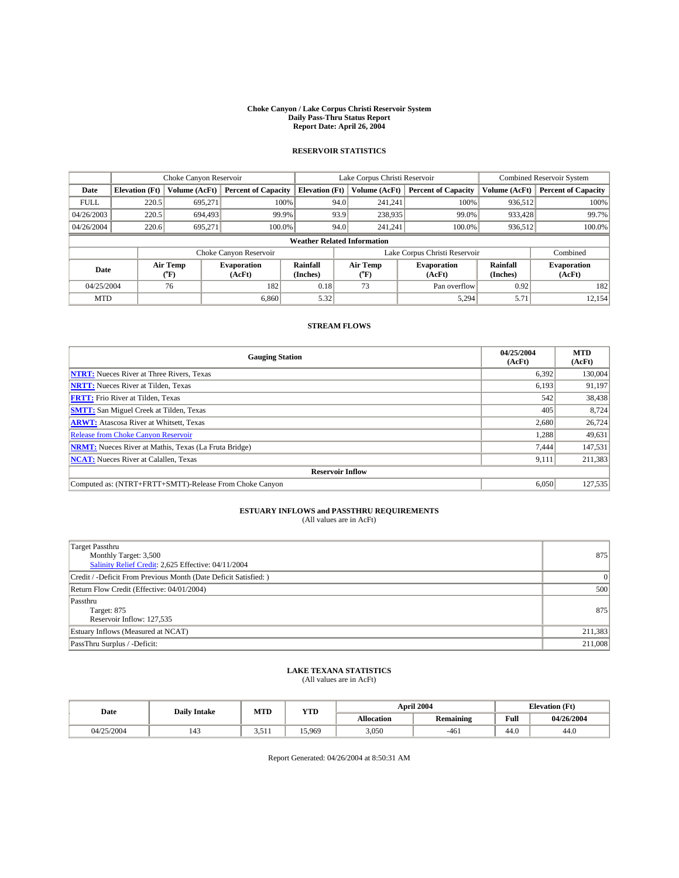# Choke Canyon / Lake Corpus Christi Reservoir System
## Daily Pass-Thru Status Report
### Report Date: April 26, 2004

## RESERVOIR STATISTICS

| | Choke Canyon Reservoir | | | Lake Corpus Christi Reservoir | | | Combined Reservoir System | |
|---|---|---|---|---|---|---|---|---|
| Date | Elevation (Ft) | Volume (AcFt) | Percent of Capacity | Elevation (Ft) | Volume (AcFt) | Percent of Capacity | Volume (AcFt) | Percent of Capacity |
| FULL | 220.5 | 695,271 | 100% | 94.0 | 241,241 | 100% | 936,512 | 100% |
| 04/26/2003 | 220.5 | 694,493 | 99.9% | 93.9 | 238,935 | 99.0% | 933,428 | 99.7% |
| 04/26/2004 | 220.6 | 695,271 | 100.0% | 94.0 | 241,241 | 100.0% | 936,512 | 100.0% |

**Weather Related Information**

| | Choke Canyon Reservoir | | | Lake Corpus Christi Reservoir | | | Combined |
|---|---|---|---|---|---|---|---|
| Date | Air Temp (°F) | Evaporation (AcFt) | Rainfall (Inches) | Air Temp (°F) | Evaporation (AcFt) | Rainfall (Inches) | Evaporation (AcFt) |
| 04/25/2004 | 76 | 182 | 0.18 | 73 | Pan overflow | 0.92 | 182 |
| MTD | | 6,860 | 5.32 | | 5,294 | 5.71 | 12,154 |

## STREAM FLOWS

| Gauging Station | 04/25/2004 (AcFt) | MTD (AcFt) |
|---|---|---|
| NTRT: Nueces River at Three Rivers, Texas | 6,392 | 130,004 |
| NRTT: Nueces River at Tilden, Texas | 6,193 | 91,197 |
| FRTT: Frio River at Tilden, Texas | 542 | 38,438 |
| SMTT: San Miguel Creek at Tilden, Texas | 405 | 8,724 |
| ARWT: Atascosa River at Whitsett, Texas | 2,680 | 26,724 |
| Release from Choke Canyon Reservoir | 1,288 | 49,631 |
| NRMT: Nueces River at Mathis, Texas (La Fruta Bridge) | 7,444 | 147,531 |
| NCAT: Nueces River at Calallen, Texas | 9,111 | 211,383 |
| **Reservoir Inflow** | | |
| Computed as: (NTRT+FRTT+SMTT)-Release From Choke Canyon | 6,050 | 127,535 |

## ESTUARY INFLOWS and PASSTHRU REQUIREMENTS
(All values are in AcFt)

| | |
|---|---|
| Target Passthru<br>Monthly Target: 3,500<br>Salinity Relief Credit: 2,625 Effective: 04/11/2004 | 875 |
| Credit / -Deficit From Previous Month (Date Deficit Satisfied: ) | 0 |
| Return Flow Credit (Effective: 04/01/2004) | 500 |
| Passthru<br>Target: 875<br>Reservoir Inflow: 127,535 | 875 |
| Estuary Inflows (Measured at NCAT) | 211,383 |
| PassThru Surplus / -Deficit: | 211,008 |

## LAKE TEXANA STATISTICS
(All values are in AcFt)

| Date | Daily Intake | MTD | YTD | April 2004 | | Elevation (Ft) | |
|---|---|---|---|---|---|---|---|
| | | | | Allocation | Remaining | Full | 04/26/2004 |
| 04/25/2004 | 143 | 3,511 | 15,969 | 3,050 | -461 | 44.0 | 44.0 |

Report Generated: 04/26/2004 at 8:50:31 AM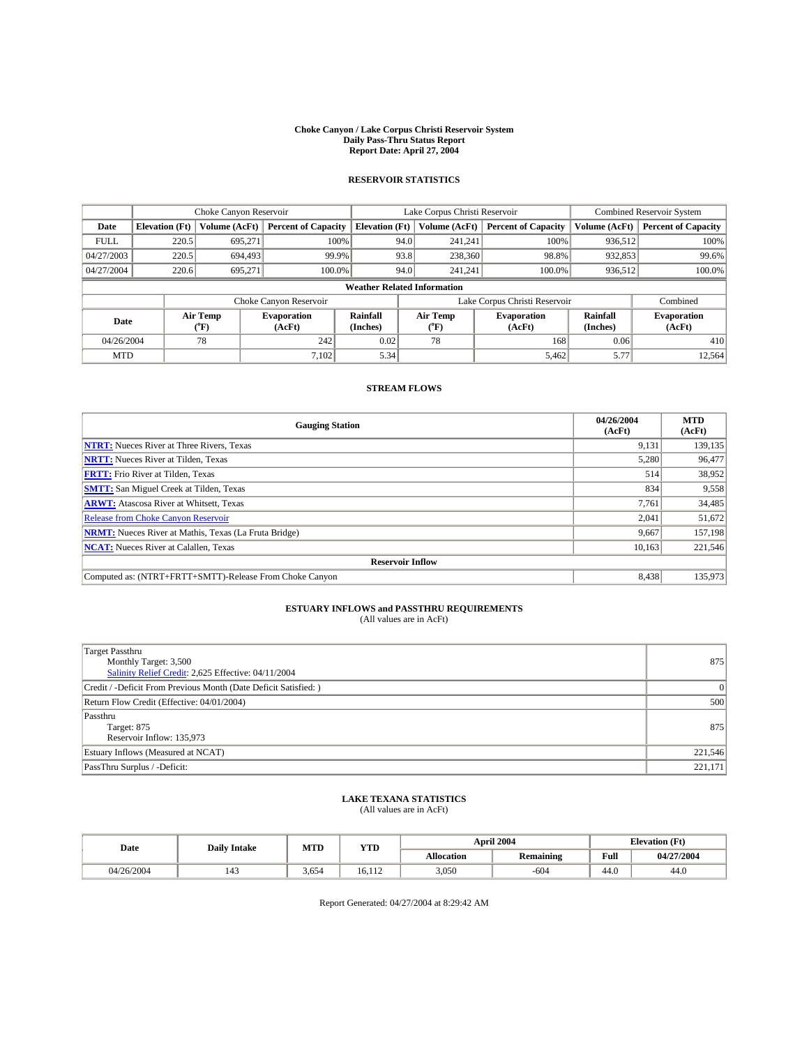# Choke Canyon / Lake Corpus Christi Reservoir System
## Daily Pass-Thru Status Report
## Report Date: April 27, 2004

### RESERVOIR STATISTICS

| | Choke Canyon Reservoir | | | Lake Corpus Christi Reservoir | | | Combined Reservoir System | |
|---|---|---|---|---|---|---|---|---|
| Date | Elevation (Ft) | Volume (AcFt) | Percent of Capacity | Elevation (Ft) | Volume (AcFt) | Percent of Capacity | Volume (AcFt) | Percent of Capacity |
| FULL | 220.5 | 695,271 | 100% | 94.0 | 241,241 | 100% | 936,512 | 100% |
| 04/27/2003 | 220.5 | 694,493 | 99.9% | 93.8 | 238,360 | 98.8% | 932,853 | 99.6% |
| 04/27/2004 | 220.6 | 695,271 | 100.0% | 94.0 | 241,241 | 100.0% | 936,512 | 100.0% |

**Weather Related Information**

| | Choke Canyon Reservoir | | | Lake Corpus Christi Reservoir | | | Combined |
|---|---|---|---|---|---|---|---|
| Date | Air Temp (°F) | Evaporation (AcFt) | Rainfall (Inches) | Air Temp (°F) | Evaporation (AcFt) | Rainfall (Inches) | Evaporation (AcFt) |
| 04/26/2004 | 78 | 242 | 0.02 | 78 | 168 | 0.06 | 410 |
| MTD | | 7,102 | 5.34 | | 5,462 | 5.77 | 12,564 |

### STREAM FLOWS

| Gauging Station | 04/26/2004 (AcFt) | MTD (AcFt) |
|---|---|---|
| NTRT: Nueces River at Three Rivers, Texas | 9,131 | 139,135 |
| NRTT: Nueces River at Tilden, Texas | 5,280 | 96,477 |
| FRTT: Frio River at Tilden, Texas | 514 | 38,952 |
| SMTT: San Miguel Creek at Tilden, Texas | 834 | 9,558 |
| ARWT: Atascosa River at Whitsett, Texas | 7,761 | 34,485 |
| Release from Choke Canyon Reservoir | 2,041 | 51,672 |
| NRMT: Nueces River at Mathis, Texas (La Fruta Bridge) | 9,667 | 157,198 |
| NCAT: Nueces River at Calallen, Texas | 10,163 | 221,546 |
| **Reservoir Inflow** | | |
| Computed as: (NTRT+FRTT+SMTT)-Release From Choke Canyon | 8,438 | 135,973 |

### ESTUARY INFLOWS and PASSTHRU REQUIREMENTS
(All values are in AcFt)

| | |
|---|---|
| Target Passthru<br>Monthly Target: 3,500<br>Salinity Relief Credit: 2,625 Effective: 04/11/2004 | 875 |
| Credit / -Deficit From Previous Month (Date Deficit Satisfied: ) | 0 |
| Return Flow Credit (Effective: 04/01/2004) | 500 |
| Passthru<br>Target: 875<br>Reservoir Inflow: 135,973 | 875 |
| Estuary Inflows (Measured at NCAT) | 221,546 |
| PassThru Surplus / -Deficit: | 221,171 |

### LAKE TEXANA STATISTICS
(All values are in AcFt)

| Date | Daily Intake | MTD | YTD | April 2004 | | Elevation (Ft) | |
|---|---|---|---|---|---|---|---|
| | | | | Allocation | Remaining | Full | 04/27/2004 |
| 04/26/2004 | 143 | 3,654 | 16,112 | 3,050 | -604 | 44.0 | 44.0 |

Report Generated: 04/27/2004 at 8:29:42 AM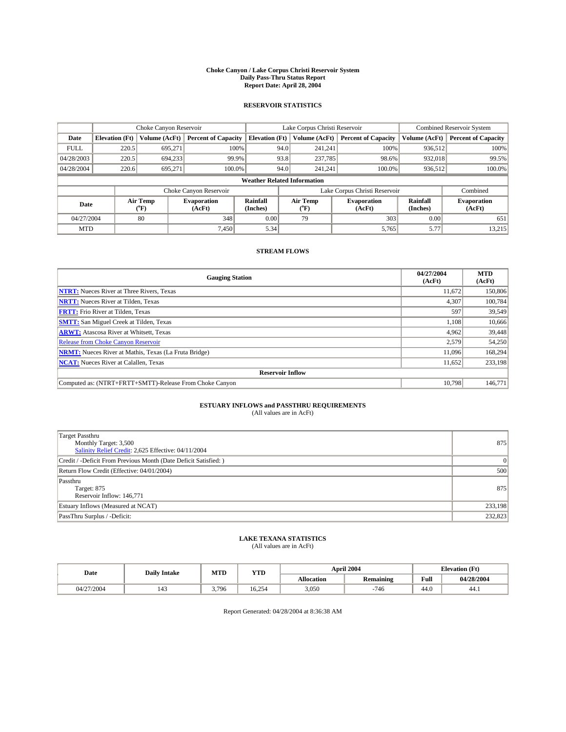# Choke Canyon / Lake Corpus Christi Reservoir System
## Daily Pass-Thru Status Report
## Report Date: April 28, 2004

### RESERVOIR STATISTICS

| | Choke Canyon Reservoir | | | Lake Corpus Christi Reservoir | | | Combined Reservoir System | |
|---|---|---|---|---|---|---|---|---|
| Date | Elevation (Ft) | Volume (AcFt) | Percent of Capacity | Elevation (Ft) | Volume (AcFt) | Percent of Capacity | Volume (AcFt) | Percent of Capacity |
| FULL | 220.5 | 695,271 | 100% | 94.0 | 241,241 | 100% | 936,512 | 100% |
| 04/28/2003 | 220.5 | 694,233 | 99.9% | 93.8 | 237,785 | 98.6% | 932,018 | 99.5% |
| 04/28/2004 | 220.6 | 695,271 | 100.0% | 94.0 | 241,241 | 100.0% | 936,512 | 100.0% |

**Weather Related Information**

| | Choke Canyon Reservoir | | | Lake Corpus Christi Reservoir | | | Combined |
|---|---|---|---|---|---|---|---|
| Date | Air Temp (°F) | Evaporation (AcFt) | Rainfall (Inches) | Air Temp (°F) | Evaporation (AcFt) | Rainfall (Inches) | Evaporation (AcFt) |
| 04/27/2004 | 80 | 348 | 0.00 | 79 | 303 | 0.00 | 651 |
| MTD | | 7,450 | 5.34 | | 5,765 | 5.77 | 13,215 |

### STREAM FLOWS

| Gauging Station | 04/27/2004 (AcFt) | MTD (AcFt) |
|---|---|---|
| NTRT: Nueces River at Three Rivers, Texas | 11,672 | 150,806 |
| NRTT: Nueces River at Tilden, Texas | 4,307 | 100,784 |
| FRTT: Frio River at Tilden, Texas | 597 | 39,549 |
| SMTT: San Miguel Creek at Tilden, Texas | 1,108 | 10,666 |
| ARWT: Atascosa River at Whitsett, Texas | 4,962 | 39,448 |
| Release from Choke Canyon Reservoir | 2,579 | 54,250 |
| NRMT: Nueces River at Mathis, Texas (La Fruta Bridge) | 11,096 | 168,294 |
| NCAT: Nueces River at Calallen, Texas | 11,652 | 233,198 |
| **Reservoir Inflow** | | |
| Computed as: (NTRT+FRTT+SMTT)-Release From Choke Canyon | 10,798 | 146,771 |

### ESTUARY INFLOWS and PASSTHRU REQUIREMENTS
(All values are in AcFt)

| | |
|---|---|
| Target Passthru<br>Monthly Target: 3,500<br>Salinity Relief Credit: 2,625 Effective: 04/11/2004 | 875 |
| Credit / -Deficit From Previous Month (Date Deficit Satisfied: ) | 0 |
| Return Flow Credit (Effective: 04/01/2004) | 500 |
| Passthru<br>Target: 875<br>Reservoir Inflow: 146,771 | 875 |
| Estuary Inflows (Measured at NCAT) | 233,198 |
| PassThru Surplus / -Deficit: | 232,823 |

### LAKE TEXANA STATISTICS
(All values are in AcFt)

| Date | Daily Intake | MTD | YTD | April 2004 | | Elevation (Ft) | |
|---|---|---|---|---|---|---|---|
| | | | | Allocation | Remaining | Full | 04/28/2004 |
| 04/27/2004 | 143 | 3,796 | 16,254 | 3,050 | -746 | 44.0 | 44.1 |

Report Generated: 04/28/2004 at 8:36:38 AM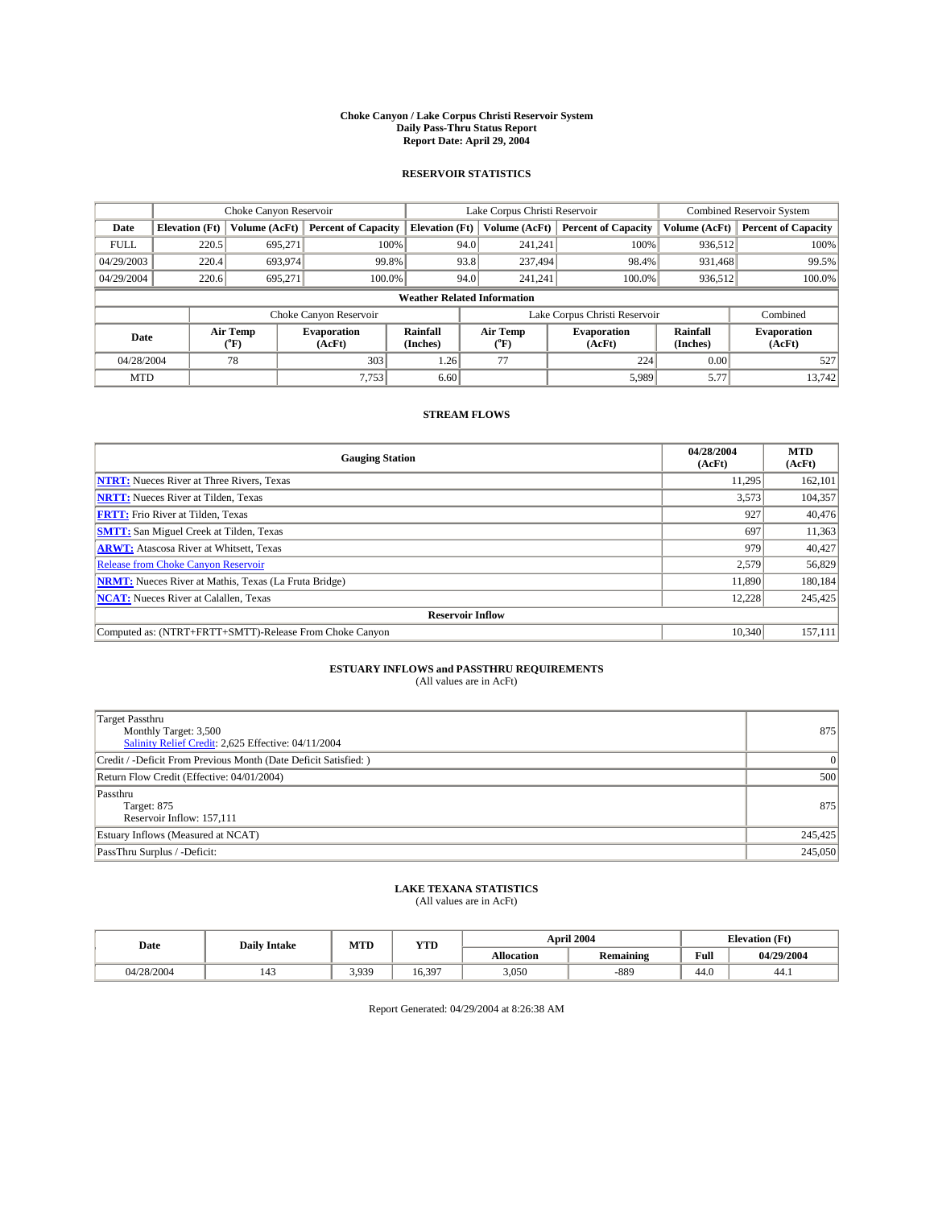# Choke Canyon / Lake Corpus Christi Reservoir System
## Daily Pass-Thru Status Report
## Report Date: April 29, 2004

### RESERVOIR STATISTICS

| | Choke Canyon Reservoir | | | Lake Corpus Christi Reservoir | | | Combined Reservoir System | |
|---|---|---|---|---|---|---|---|---|
| Date | Elevation (Ft) | Volume (AcFt) | Percent of Capacity | Elevation (Ft) | Volume (AcFt) | Percent of Capacity | Volume (AcFt) | Percent of Capacity |
| FULL | 220.5 | 695,271 | 100% | 94.0 | 241,241 | 100% | 936,512 | 100% |
| 04/29/2003 | 220.4 | 693,974 | 99.8% | 93.8 | 237,494 | 98.4% | 931,468 | 99.5% |
| 04/29/2004 | 220.6 | 695,271 | 100.0% | 94.0 | 241,241 | 100.0% | 936,512 | 100.0% |

**Weather Related Information**

| | Choke Canyon Reservoir | | | Lake Corpus Christi Reservoir | | | Combined |
|---|---|---|---|---|---|---|---|
| Date | Air Temp (°F) | Evaporation (AcFt) | Rainfall (Inches) | Air Temp (°F) | Evaporation (AcFt) | Rainfall (Inches) | Evaporation (AcFt) |
| 04/28/2004 | 78 | 303 | 1.26 | 77 | 224 | 0.00 | 527 |
| MTD | | 7,753 | 6.60 | | 5,989 | 5.77 | 13,742 |

### STREAM FLOWS

| Gauging Station | 04/28/2004 (AcFt) | MTD (AcFt) |
|---|---|---|
| **NTRT:** Nueces River at Three Rivers, Texas | 11,295 | 162,101 |
| **NRTT:** Nueces River at Tilden, Texas | 3,573 | 104,357 |
| **FRTT:** Frio River at Tilden, Texas | 927 | 40,476 |
| **SMTT:** San Miguel Creek at Tilden, Texas | 697 | 11,363 |
| **ARWT:** Atascosa River at Whitsett, Texas | 979 | 40,427 |
| Release from Choke Canyon Reservoir | 2,579 | 56,829 |
| **NRMT:** Nueces River at Mathis, Texas (La Fruta Bridge) | 11,890 | 180,184 |
| **NCAT:** Nueces River at Calallen, Texas | 12,228 | 245,425 |
| **Reservoir Inflow** | | |
| Computed as: (NTRT+FRTT+SMTT)-Release From Choke Canyon | 10,340 | 157,111 |

### ESTUARY INFLOWS and PASSTHRU REQUIREMENTS
(All values are in AcFt)

| | |
|---|---|
| Target Passthru<br>Monthly Target: 3,500<br>Salinity Relief Credit: 2,625 Effective: 04/11/2004 | 875 |
| Credit / -Deficit From Previous Month (Date Deficit Satisfied: ) | 0 |
| Return Flow Credit (Effective: 04/01/2004) | 500 |
| Passthru<br>Target: 875<br>Reservoir Inflow: 157,111 | 875 |
| Estuary Inflows (Measured at NCAT) | 245,425 |
| PassThru Surplus / -Deficit: | 245,050 |

### LAKE TEXANA STATISTICS
(All values are in AcFt)

| Date | Daily Intake | MTD | YTD | April 2004 | | Elevation (Ft) | |
|---|---|---|---|---|---|---|---|
| | | | | Allocation | Remaining | Full | 04/29/2004 |
| 04/28/2004 | 143 | 3,939 | 16,397 | 3,050 | -889 | 44.0 | 44.1 |

Report Generated: 04/29/2004 at 8:26:38 AM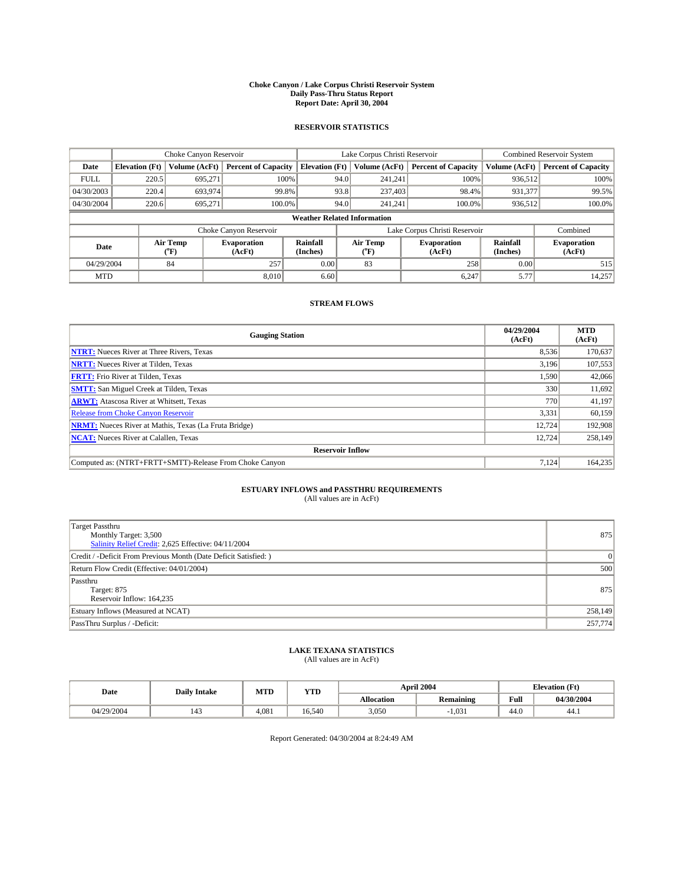# Choke Canyon / Lake Corpus Christi Reservoir System
## Daily Pass-Thru Status Report
### Report Date: April 30, 2004

## RESERVOIR STATISTICS

| | Choke Canyon Reservoir | | | Lake Corpus Christi Reservoir | | | Combined Reservoir System | |
|---|---|---|---|---|---|---|---|---|
| Date | Elevation (Ft) | Volume (AcFt) | Percent of Capacity | Elevation (Ft) | Volume (AcFt) | Percent of Capacity | Volume (AcFt) | Percent of Capacity |
| FULL | 220.5 | 695,271 | 100% | 94.0 | 241,241 | 100% | 936,512 | 100% |
| 04/30/2003 | 220.4 | 693,974 | 99.8% | 93.8 | 237,403 | 98.4% | 931,377 | 99.5% |
| 04/30/2004 | 220.6 | 695,271 | 100.0% | 94.0 | 241,241 | 100.0% | 936,512 | 100.0% |

**Weather Related Information**

| | Choke Canyon Reservoir | | | Lake Corpus Christi Reservoir | | | Combined |
|---|---|---|---|---|---|---|---|
| Date | Air Temp (°F) | Evaporation (AcFt) | Rainfall (Inches) | Air Temp (°F) | Evaporation (AcFt) | Rainfall (Inches) | Evaporation (AcFt) |
| 04/29/2004 | 84 | 257 | 0.00 | 83 | 258 | 0.00 | 515 |
| MTD | | 8,010 | 6.60 | | 6,247 | 5.77 | 14,257 |

## STREAM FLOWS

| Gauging Station | 04/29/2004 (AcFt) | MTD (AcFt) |
|---|---|---|
| **NTRT:** Nueces River at Three Rivers, Texas | 8,536 | 170,637 |
| **NRTT:** Nueces River at Tilden, Texas | 3,196 | 107,553 |
| **FRTT:** Frio River at Tilden, Texas | 1,590 | 42,066 |
| **SMTT:** San Miguel Creek at Tilden, Texas | 330 | 11,692 |
| **ARWT:** Atascosa River at Whitsett, Texas | 770 | 41,197 |
| Release from Choke Canyon Reservoir | 3,331 | 60,159 |
| **NRMT:** Nueces River at Mathis, Texas (La Fruta Bridge) | 12,724 | 192,908 |
| **NCAT:** Nueces River at Calallen, Texas | 12,724 | 258,149 |
| **Reservoir Inflow** | | |
| Computed as: (NTRT+FRTT+SMTT)-Release From Choke Canyon | 7,124 | 164,235 |

## ESTUARY INFLOWS and PASSTHRU REQUIREMENTS
(All values are in AcFt)

| | |
|---|---|
| Target Passthru<br>Monthly Target: 3,500<br>Salinity Relief Credit: 2,625 Effective: 04/11/2004 | 875 |
| Credit / -Deficit From Previous Month (Date Deficit Satisfied: ) | 0 |
| Return Flow Credit (Effective: 04/01/2004) | 500 |
| Passthru<br>Target: 875<br>Reservoir Inflow: 164,235 | 875 |
| Estuary Inflows (Measured at NCAT) | 258,149 |
| PassThru Surplus / -Deficit: | 257,774 |

## LAKE TEXANA STATISTICS
(All values are in AcFt)

| Date | Daily Intake | MTD | YTD | April 2004 | | Elevation (Ft) | |
|---|---|---|---|---|---|---|---|
| | | | | Allocation | Remaining | Full | 04/30/2004 |
| 04/29/2004 | 143 | 4,081 | 16,540 | 3,050 | -1,031 | 44.0 | 44.1 |

Report Generated: 04/30/2004 at 8:24:49 AM